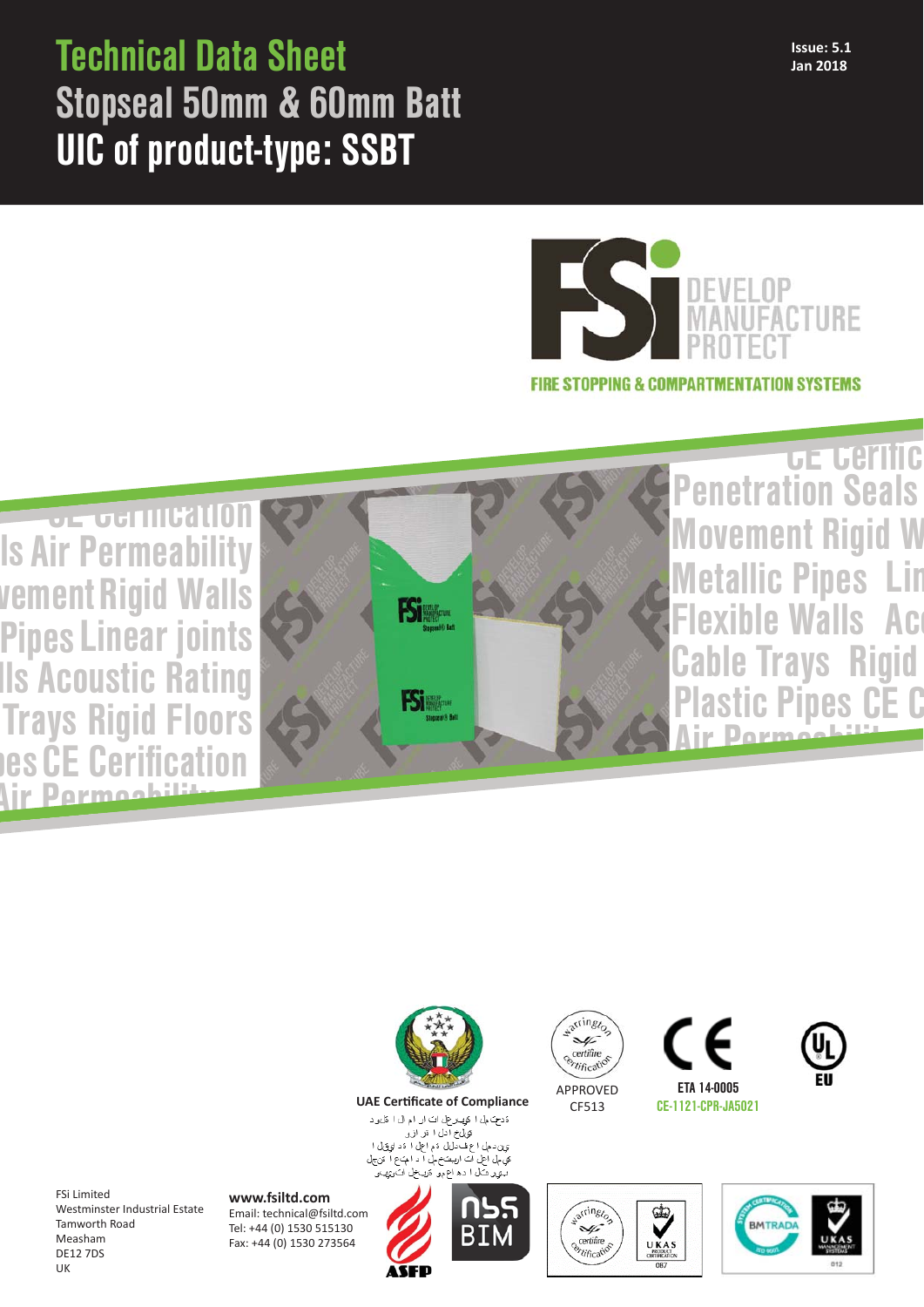# Technical Data Sheet
## Stopseal 50mm & 60mm Batt
## UIC of product-type: SSBT

**Issue: 5.1**
**Jan 2018**

DEVELOP
MANUFACTURE
PROTECT

FIRE STOPPING & COMPARTMENTATION SYSTEMS

CE Certification
Penetration Seals
Air Permeability
Movement Rigid Walls
Metallic Pipes
Linear joints
Flexible Walls
Acoustic Rating
Cable Trays
Rigid Floors
Plastic Pipes

**UAE Certificate of Compliance**

APPROVED
CF513

ETA 14-0005
CE-1121-CPR-JA5021

FSi Limited
Westminster Industrial Estate
Tamworth Road
Measham
DE12 7DS
UK

**www.fsiltd.com**
Email: technical@fsiltd.com
Tel: +44 (0) 1530 515130
Fax: +44 (0) 1530 273564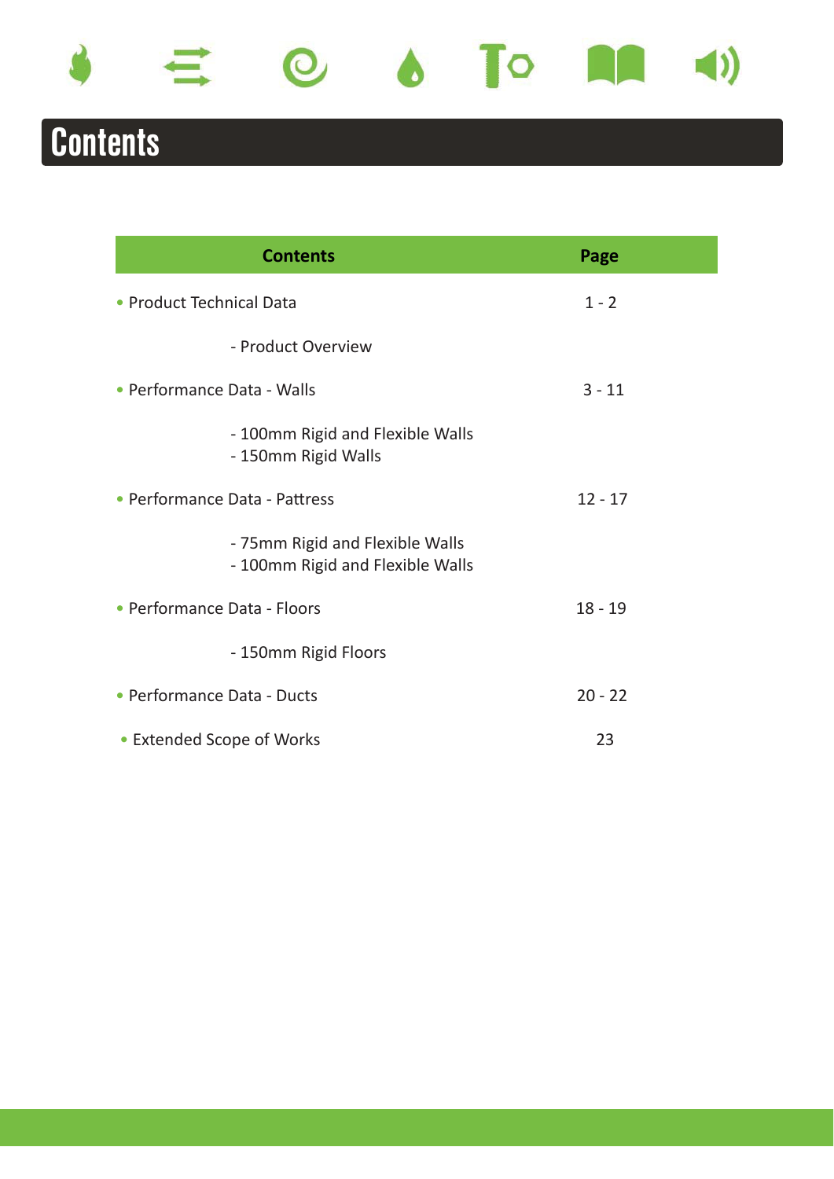# Contents

| Contents | Page |
|---|---|
| • Product Technical Data | 1 - 2 |
| - Product Overview | |
| • Performance Data - Walls | 3 - 11 |
| - 100mm Rigid and Flexible Walls<br>- 150mm Rigid Walls | |
| • Performance Data - Pattress | 12 - 17 |
| - 75mm Rigid and Flexible Walls<br>- 100mm Rigid and Flexible Walls | |
| • Performance Data - Floors | 18 - 19 |
| - 150mm Rigid Floors | |
| • Performance Data - Ducts | 20 - 22 |
| • Extended Scope of Works | 23 |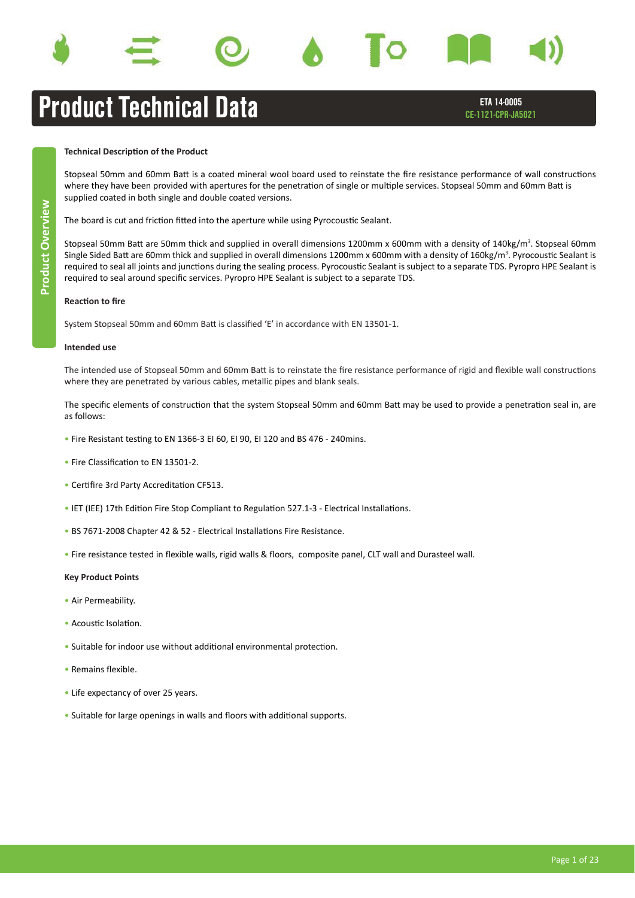# Product Technical Data

**ETA 14-0005**
**CE-1121-CPR-JA5021**

Product Overview

### Technical Description of the Product

Stopseal 50mm and 60mm Batt is a coated mineral wool board used to reinstate the fire resistance performance of wall constructions where they have been provided with apertures for the penetration of single or multiple services. Stopseal 50mm and 60mm Batt is supplied coated in both single and double coated versions.

The board is cut and friction fitted into the aperture while using Pyrocoustic Sealant.

Stopseal 50mm Batt are 50mm thick and supplied in overall dimensions 1200mm x 600mm with a density of 140kg/m$^3$. Stopseal 60mm Single Sided Batt are 60mm thick and supplied in overall dimensions 1200mm x 600mm with a density of 160kg/m$^3$. Pyrocoustic Sealant is required to seal all joints and junctions during the sealing process. Pyrocoustic Sealant is subject to a separate TDS. Pyropro HPE Sealant is required to seal around specific services. Pyropro HPE Sealant is subject to a separate TDS.

### Reaction to fire

System Stopseal 50mm and 60mm Batt is classified 'E' in accordance with EN 13501-1.

### Intended use

The intended use of Stopseal 50mm and 60mm Batt is to reinstate the fire resistance performance of rigid and flexible wall constructions where they are penetrated by various cables, metallic pipes and blank seals.

The specific elements of construction that the system Stopseal 50mm and 60mm Batt may be used to provide a penetration seal in, are as follows:

- Fire Resistant testing to EN 1366-3 EI 60, EI 90, EI 120 and BS 476 - 240mins.
- Fire Classification to EN 13501-2.
- Certifire 3rd Party Accreditation CF513.
- IET (IEE) 17th Edition Fire Stop Compliant to Regulation 527.1-3 - Electrical Installations.
- BS 7671-2008 Chapter 42 & 52 - Electrical Installations Fire Resistance.
- Fire resistance tested in flexible walls, rigid walls & floors, composite panel, CLT wall and Durasteel wall.

### Key Product Points

- Air Permeability.
- Acoustic Isolation.
- Suitable for indoor use without additional environmental protection.
- Remains flexible.
- Life expectancy of over 25 years.
- Suitable for large openings in walls and floors with additional supports.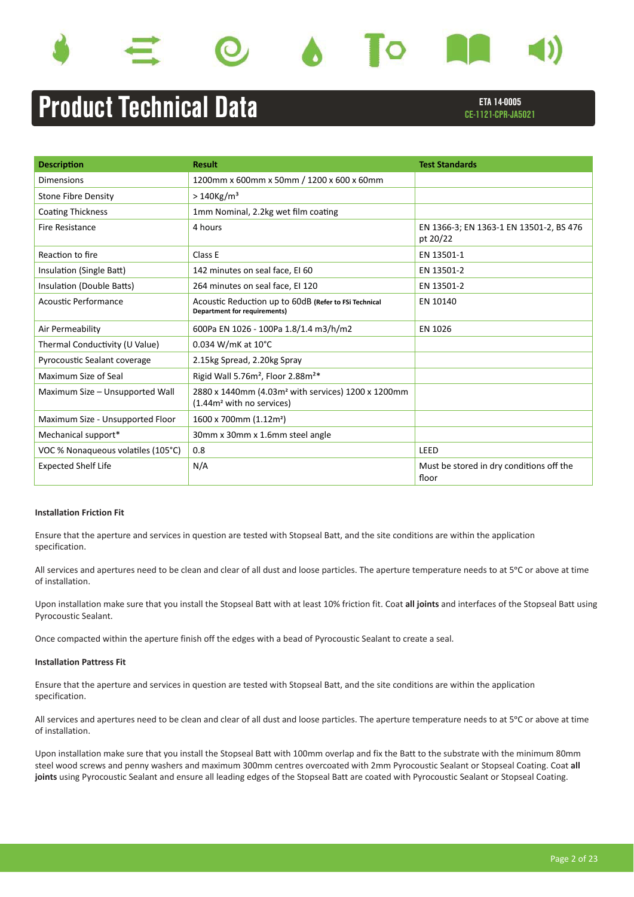# Product Technical Data

**ETA 14-0005**
**CE-1121-CPR-JA5021**

| Description | Result | Test Standards |
|---|---|---|
| Dimensions | 1200mm x 600mm x 50mm / 1200 x 600 x 60mm | |
| Stone Fibre Density | > 140Kg/m³ | |
| Coating Thickness | 1mm Nominal, 2.2kg wet film coating | |
| Fire Resistance | 4 hours | EN 1366-3; EN 1363-1 EN 13501-2, BS 476 pt 20/22 |
| Reaction to fire | Class E | EN 13501-1 |
| Insulation (Single Batt) | 142 minutes on seal face, EI 60 | EN 13501-2 |
| Insulation (Double Batts) | 264 minutes on seal face, EI 120 | EN 13501-2 |
| Acoustic Performance | Acoustic Reduction up to 60dB **(Refer to FSi Technical Department for requirements)** | EN 10140 |
| Air Permeability | 600Pa EN 1026 - 100Pa 1.8/1.4 m3/h/m2 | EN 1026 |
| Thermal Conductivity (U Value) | 0.034 W/mK at 10°C | |
| Pyrocoustic Sealant coverage | 2.15kg Spread, 2.20kg Spray | |
| Maximum Size of Seal | Rigid Wall 5.76m², Floor 2.88m²* | |
| Maximum Size – Unsupported Wall | 2880 x 1440mm (4.03m² with services) 1200 x 1200mm (1.44m² with no services) | |
| Maximum Size - Unsupported Floor | 1600 x 700mm (1.12m²) | |
| Mechanical support* | 30mm x 30mm x 1.6mm steel angle | |
| VOC % Nonaqueous volatiles (105°C) | 0.8 | LEED |
| Expected Shelf Life | N/A | Must be stored in dry conditions off the floor |

**Installation Friction Fit**

Ensure that the aperture and services in question are tested with Stopseal Batt, and the site conditions are within the application specification.

All services and apertures need to be clean and clear of all dust and loose particles. The aperture temperature needs to at 5°C or above at time of installation.

Upon installation make sure that you install the Stopseal Batt with at least 10% friction fit. Coat **all joints** and interfaces of the Stopseal Batt using Pyrocoustic Sealant.

Once compacted within the aperture finish off the edges with a bead of Pyrocoustic Sealant to create a seal.

**Installation Pattress Fit**

Ensure that the aperture and services in question are tested with Stopseal Batt, and the site conditions are within the application specification.

All services and apertures need to be clean and clear of all dust and loose particles. The aperture temperature needs to at 5°C or above at time of installation.

Upon installation make sure that you install the Stopseal Batt with 100mm overlap and fix the Batt to the substrate with the minimum 80mm steel wood screws and penny washers and maximum 300mm centres overcoated with 2mm Pyrocoustic Sealant or Stopseal Coating. Coat **all joints** using Pyrocoustic Sealant and ensure all leading edges of the Stopseal Batt are coated with Pyrocoustic Sealant or Stopseal Coating.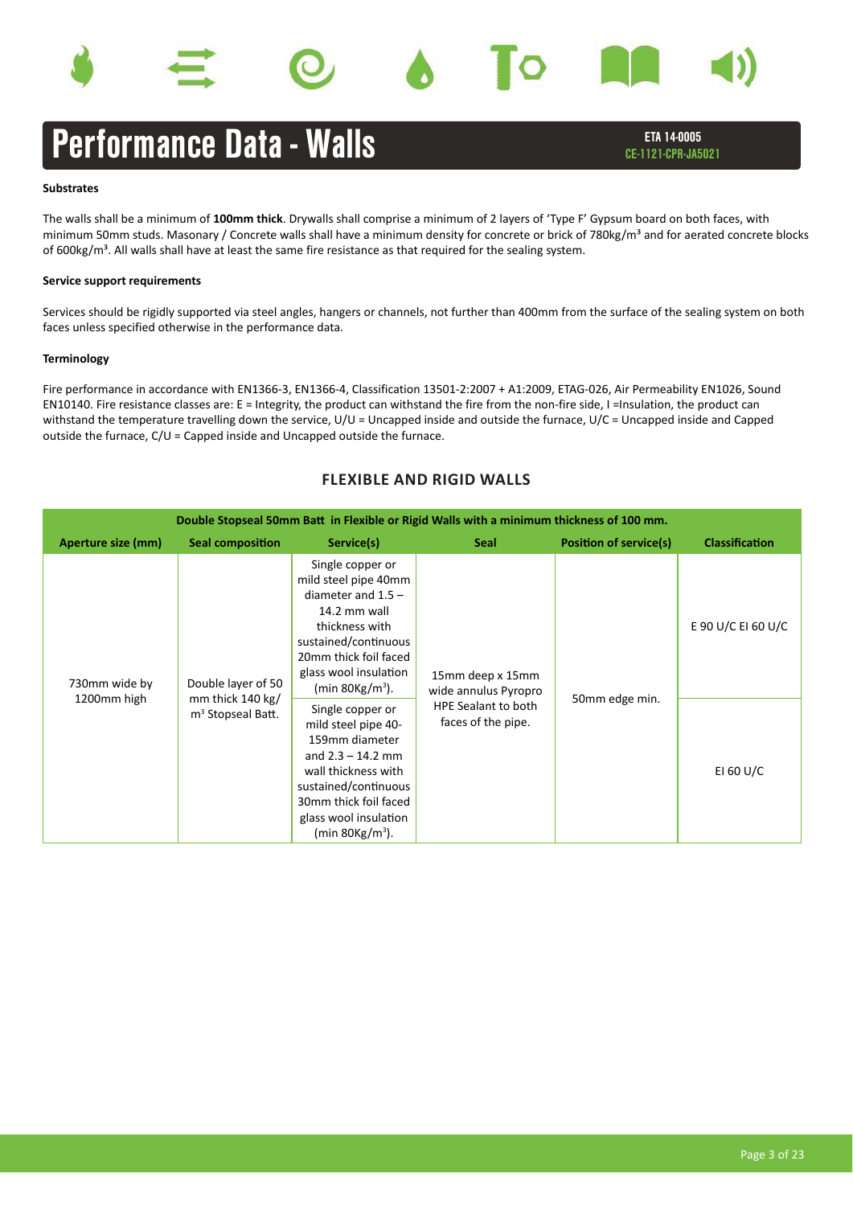# Performance Data - Walls

**ETA 14-0005**
**CE-1121-CPR-JA5021**

**Substrates**

The walls shall be a minimum of **100mm thick**. Drywalls shall comprise a minimum of 2 layers of 'Type F' Gypsum board on both faces, with minimum 50mm studs. Masonary / Concrete walls shall have a minimum density for concrete or brick of 780kg/m³ and for aerated concrete blocks of 600kg/m³. All walls shall have at least the same fire resistance as that required for the sealing system.

**Service support requirements**

Services should be rigidly supported via steel angles, hangers or channels, not further than 400mm from the surface of the sealing system on both faces unless specified otherwise in the performance data.

**Terminology**

Fire performance in accordance with EN1366-3, EN1366-4, Classification 13501-2:2007 + A1:2009, ETAG-026, Air Permeability EN1026, Sound EN10140. Fire resistance classes are: E = Integrity, the product can withstand the fire from the non-fire side, I =Insulation, the product can withstand the temperature travelling down the service, U/U = Uncapped inside and outside the furnace, U/C = Uncapped inside and Capped outside the furnace, C/U = Capped inside and Uncapped outside the furnace.

## FLEXIBLE AND RIGID WALLS

| Double Stopseal 50mm Batt in Flexible or Rigid Walls with a minimum thickness of 100 mm. | | | | | |
|---|---|---|---|---|---|
| **Aperture size (mm)** | **Seal composition** | **Service(s)** | **Seal** | **Position of service(s)** | **Classification** |
| 730mm wide by 1200mm high | Double layer of 50 mm thick 140 kg/m³ Stopseal Batt. | Single copper or mild steel pipe 40mm diameter and 1.5 – 14.2 mm wall thickness with sustained/continuous 20mm thick foil faced glass wool insulation (min 80Kg/m³). | 15mm deep x 15mm wide annulus Pyropro HPE Sealant to both faces of the pipe. | 50mm edge min. | E 90 U/C EI 60 U/C |
| | | Single copper or mild steel pipe 40-159mm diameter and 2.3 – 14.2 mm wall thickness with sustained/continuous 30mm thick foil faced glass wool insulation (min 80Kg/m³). | | | EI 60 U/C |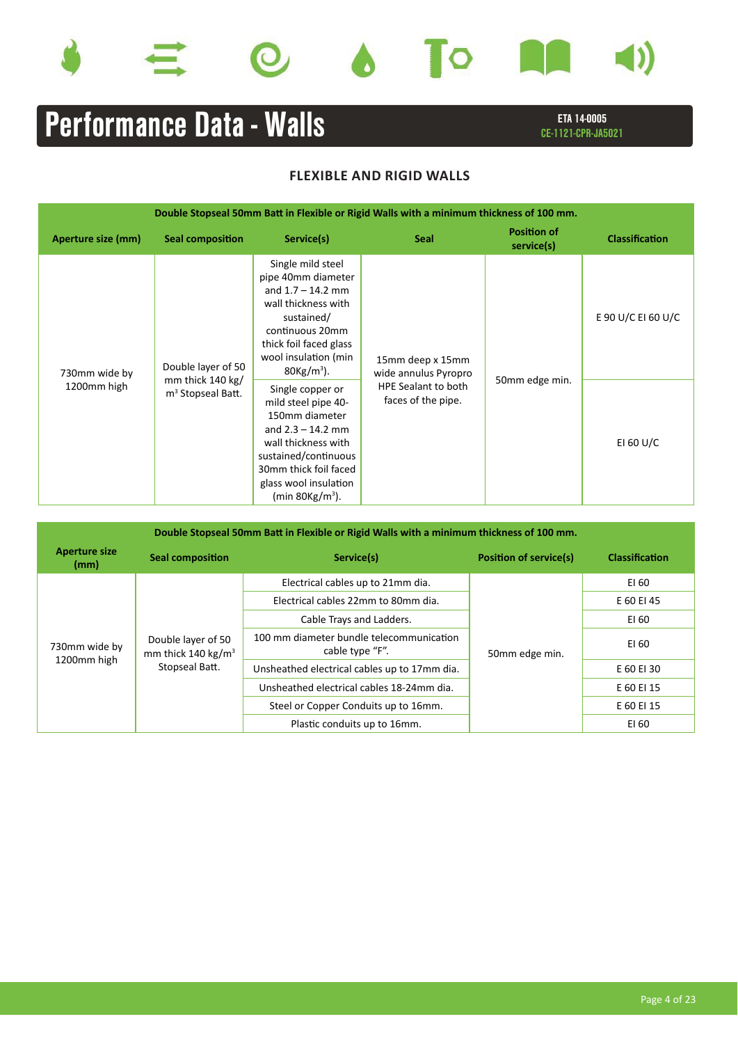# Performance Data - Walls

**ETA 14-0005**
**CE-1121-CPR-JA5021**

## FLEXIBLE AND RIGID WALLS

| Double Stopseal 50mm Batt in Flexible or Rigid Walls with a minimum thickness of 100 mm. | | | | | |
|---|---|---|---|---|---|
| **Aperture size (mm)** | **Seal composition** | **Service(s)** | **Seal** | **Position of service(s)** | **Classification** |
| 730mm wide by 1200mm high | Double layer of 50 mm thick 140 kg/ $m^3$ Stopseal Batt. | Single mild steel pipe 40mm diameter and 1.7 – 14.2 mm wall thickness with sustained/ continuous 20mm thick foil faced glass wool insulation (min $80Kg/m^3$). | 15mm deep x 15mm wide annulus Pyropro HPE Sealant to both faces of the pipe. | 50mm edge min. | E 90 U/C EI 60 U/C |
| | | Single copper or mild steel pipe 40-150mm diameter and 2.3 – 14.2 mm wall thickness with sustained/continuous 30mm thick foil faced glass wool insulation (min $80Kg/m^3$). | | | EI 60 U/C |

| Double Stopseal 50mm Batt in Flexible or Rigid Walls with a minimum thickness of 100 mm. | | | | |
|---|---|---|---|---|
| **Aperture size (mm)** | **Seal composition** | **Service(s)** | **Position of service(s)** | **Classification** |
| 730mm wide by 1200mm high | Double layer of 50 mm thick 140 $kg/m^3$ Stopseal Batt. | Electrical cables up to 21mm dia. | 50mm edge min. | EI 60 |
| | | Electrical cables 22mm to 80mm dia. | | E 60 EI 45 |
| | | Cable Trays and Ladders. | | EI 60 |
| | | 100 mm diameter bundle telecommunication cable type "F". | | EI 60 |
| | | Unsheathed electrical cables up to 17mm dia. | | E 60 EI 30 |
| | | Unsheathed electrical cables 18-24mm dia. | | E 60 EI 15 |
| | | Steel or Copper Conduits up to 16mm. | | E 60 EI 15 |
| | | Plastic conduits up to 16mm. | | EI 60 |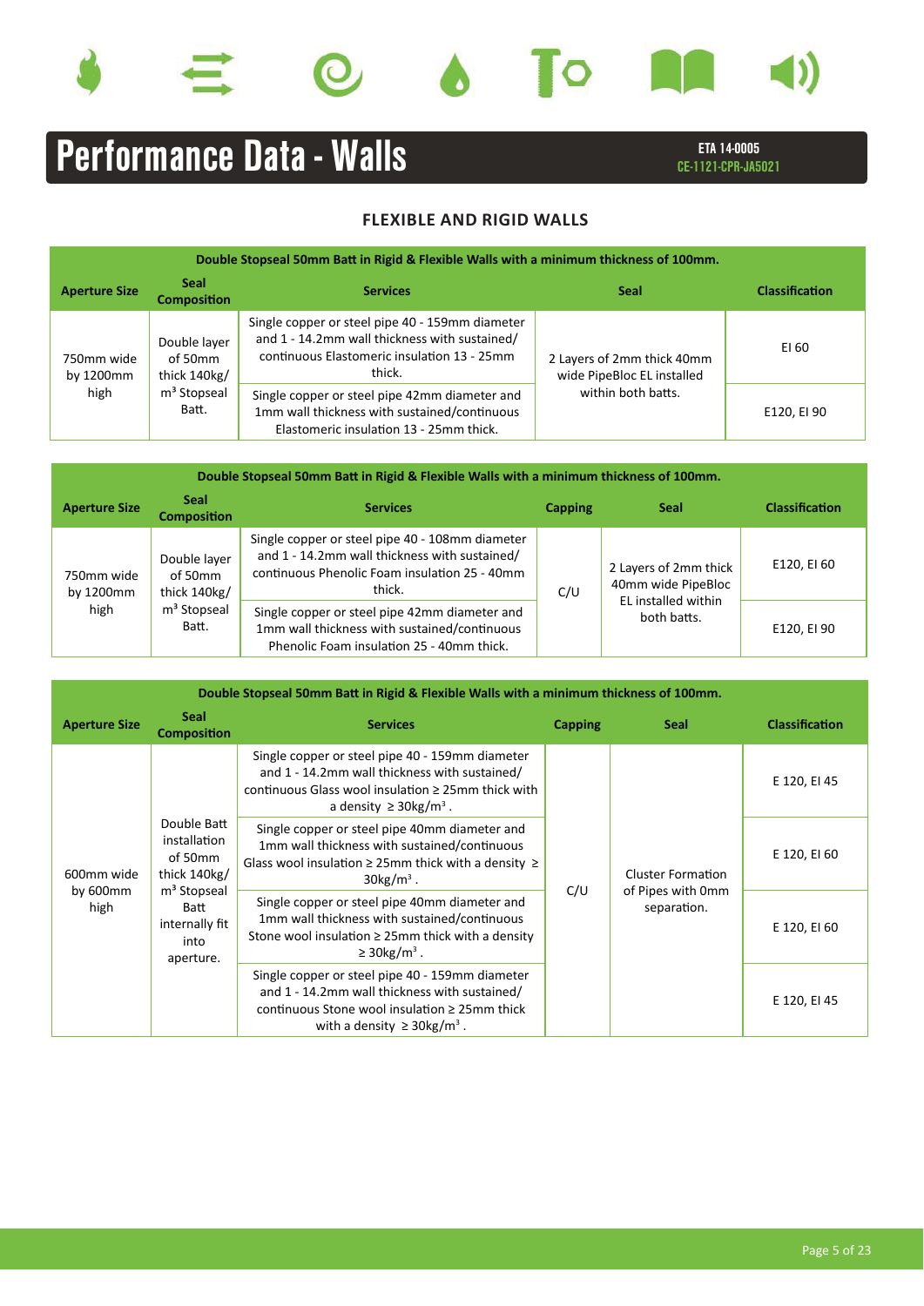# Performance Data - Walls

**ETA 14-0005**
**CE-1121-CPR-JA5021**

## FLEXIBLE AND RIGID WALLS

| Double Stopseal 50mm Batt in Rigid & Flexible Walls with a minimum thickness of 100mm. | | | | |
|---|---|---|---|---|
| **Aperture Size** | **Seal Composition** | **Services** | **Seal** | **Classification** |
| 750mm wide by 1200mm high | Double layer of 50mm thick 140kg/m³ Stopseal Batt. | Single copper or steel pipe 40 - 159mm diameter and 1 - 14.2mm wall thickness with sustained/continuous Elastomeric insulation 13 - 25mm thick. | 2 Layers of 2mm thick 40mm wide PipeBloc EL installed within both batts. | EI 60 |
| | | Single copper or steel pipe 42mm diameter and 1mm wall thickness with sustained/continuous Elastomeric insulation 13 - 25mm thick. | | E120, EI 90 |

| Double Stopseal 50mm Batt in Rigid & Flexible Walls with a minimum thickness of 100mm. | | | | | |
|---|---|---|---|---|---|
| **Aperture Size** | **Seal Composition** | **Services** | **Capping** | **Seal** | **Classification** |
| 750mm wide by 1200mm high | Double layer of 50mm thick 140kg/m³ Stopseal Batt. | Single copper or steel pipe 40 - 108mm diameter and 1 - 14.2mm wall thickness with sustained/continuous Phenolic Foam insulation 25 - 40mm thick. | C/U | 2 Layers of 2mm thick 40mm wide PipeBloc EL installed within both batts. | E120, EI 60 |
| | | Single copper or steel pipe 42mm diameter and 1mm wall thickness with sustained/continuous Phenolic Foam insulation 25 - 40mm thick. | | | E120, EI 90 |

| Double Stopseal 50mm Batt in Rigid & Flexible Walls with a minimum thickness of 100mm. | | | | | |
|---|---|---|---|---|---|
| **Aperture Size** | **Seal Composition** | **Services** | **Capping** | **Seal** | **Classification** |
| 600mm wide by 600mm high | Double Batt installation of 50mm thick 140kg/m³ Stopseal Batt internally fit into aperture. | Single copper or steel pipe 40 - 159mm diameter and 1 - 14.2mm wall thickness with sustained/continuous Glass wool insulation ≥ 25mm thick with a density ≥ 30kg/m³. | C/U | Cluster Formation of Pipes with 0mm separation. | E 120, EI 45 |
| | | Single copper or steel pipe 40mm diameter and 1mm wall thickness with sustained/continuous Glass wool insulation ≥ 25mm thick with a density ≥ 30kg/m³. | | | E 120, EI 60 |
| | | Single copper or steel pipe 40mm diameter and 1mm wall thickness with sustained/continuous Stone wool insulation ≥ 25mm thick with a density ≥ 30kg/m³. | | | E 120, EI 60 |
| | | Single copper or steel pipe 40 - 159mm diameter and 1 - 14.2mm wall thickness with sustained/continuous Stone wool insulation ≥ 25mm thick with a density ≥ 30kg/m³. | | | E 120, EI 45 |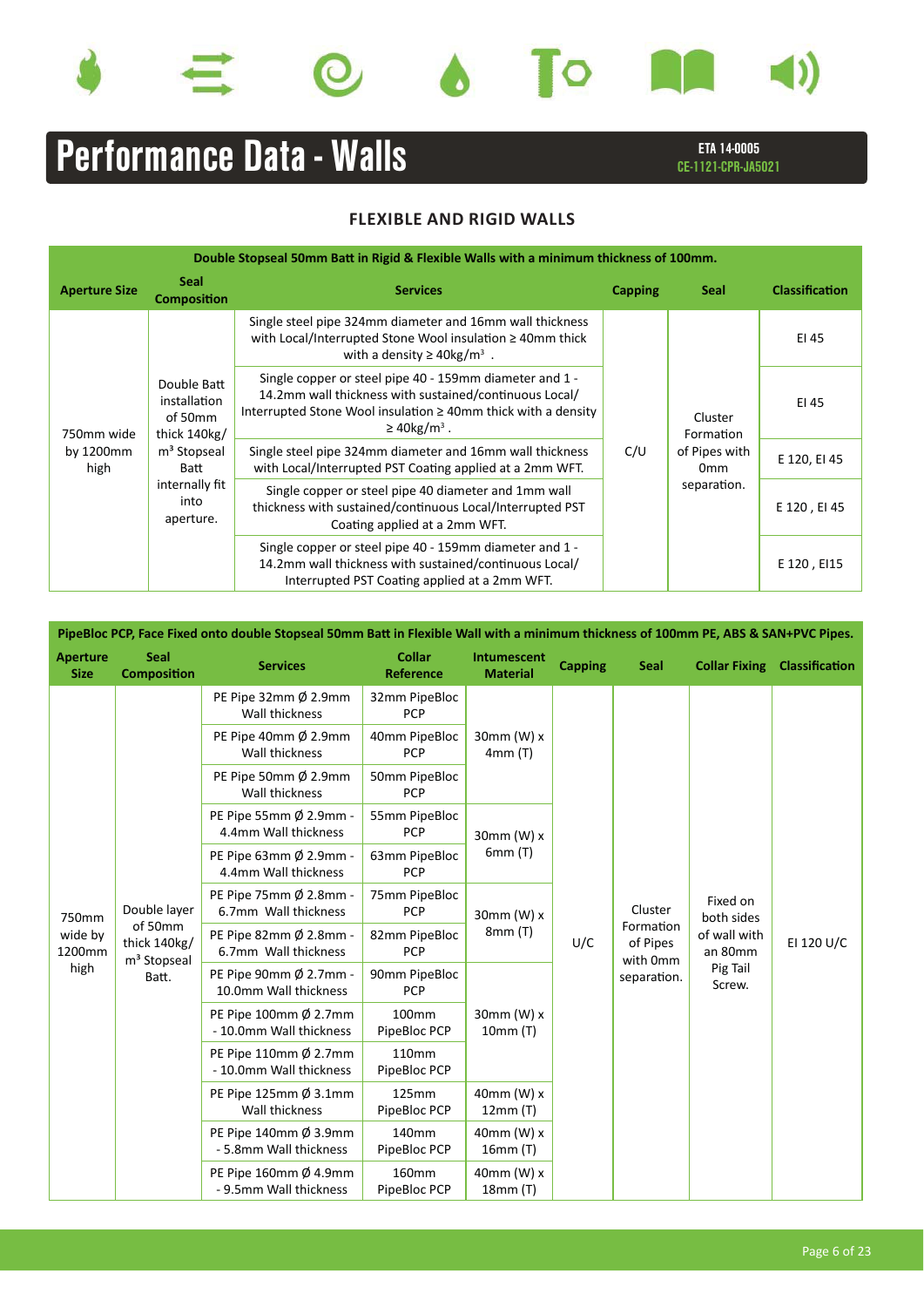# Performance Data - Walls

**ETA 14-0005**
**CE-1121-CPR-JA5021**

## FLEXIBLE AND RIGID WALLS

| Double Stopseal 50mm Batt in Rigid & Flexible Walls with a minimum thickness of 100mm. | | | | | |
|---|---|---|---|---|---|
| **Aperture Size** | **Seal Composition** | **Services** | **Capping** | **Seal** | **Classification** |
| 750mm wide by 1200mm high | Double Batt installation of 50mm thick 140kg/ $m^3$ Stopseal Batt internally fit into aperture. | Single steel pipe 324mm diameter and 16mm wall thickness with Local/Interrupted Stone Wool insulation ≥ 40mm thick with a density ≥ $40kg/m^3$ . | C/U | Cluster Formation of Pipes with 0mm separation. | EI 45 |
| | | Single copper or steel pipe 40 - 159mm diameter and 1 - 14.2mm wall thickness with sustained/continuous Local/ Interrupted Stone Wool insulation ≥ 40mm thick with a density ≥ $40kg/m^3$ . | | | EI 45 |
| | | Single steel pipe 324mm diameter and 16mm wall thickness with Local/Interrupted PST Coating applied at a 2mm WFT. | | | E 120, EI 45 |
| | | Single copper or steel pipe 40 diameter and 1mm wall thickness with sustained/continuous Local/Interrupted PST Coating applied at a 2mm WFT. | | | E 120 , EI 45 |
| | | Single copper or steel pipe 40 - 159mm diameter and 1 - 14.2mm wall thickness with sustained/continuous Local/ Interrupted PST Coating applied at a 2mm WFT. | | | E 120 , EI15 |

| PipeBloc PCP, Face Fixed onto double Stopseal 50mm Batt in Flexible Wall with a minimum thickness of 100mm PE, ABS & SAN+PVC Pipes. | | | | | | | | |
|---|---|---|---|---|---|---|---|---|
| **Aperture Size** | **Seal Composition** | **Services** | **Collar Reference** | **Intumescent Material** | **Capping** | **Seal** | **Collar Fixing** | **Classification** |
| 750mm wide by 1200mm high | Double layer of 50mm thick 140kg/ $m^3$ Stopseal Batt. | PE Pipe 32mm Ø 2.9mm Wall thickness | 32mm PipeBloc PCP | 30mm (W) x 4mm (T) | U/C | Cluster Formation of Pipes with 0mm separation. | Fixed on both sides of wall with an 80mm Pig Tail Screw. | EI 120 U/C |
| | | PE Pipe 40mm Ø 2.9mm Wall thickness | 40mm PipeBloc PCP | | | | | |
| | | PE Pipe 50mm Ø 2.9mm Wall thickness | 50mm PipeBloc PCP | | | | | |
| | | PE Pipe 55mm Ø 2.9mm - 4.4mm Wall thickness | 55mm PipeBloc PCP | 30mm (W) x 6mm (T) | | | | |
| | | PE Pipe 63mm Ø 2.9mm - 4.4mm Wall thickness | 63mm PipeBloc PCP | | | | | |
| | | PE Pipe 75mm Ø 2.8mm - 6.7mm Wall thickness | 75mm PipeBloc PCP | 30mm (W) x 8mm (T) | | | | |
| | | PE Pipe 82mm Ø 2.8mm - 6.7mm Wall thickness | 82mm PipeBloc PCP | | | | | |
| | | PE Pipe 90mm Ø 2.7mm - 10.0mm Wall thickness | 90mm PipeBloc PCP | 30mm (W) x 10mm (T) | | | | |
| | | PE Pipe 100mm Ø 2.7mm - 10.0mm Wall thickness | 100mm PipeBloc PCP | | | | | |
| | | PE Pipe 110mm Ø 2.7mm - 10.0mm Wall thickness | 110mm PipeBloc PCP | | | | | |
| | | PE Pipe 125mm Ø 3.1mm Wall thickness | 125mm PipeBloc PCP | 40mm (W) x 12mm (T) | | | | |
| | | PE Pipe 140mm Ø 3.9mm - 5.8mm Wall thickness | 140mm PipeBloc PCP | 40mm (W) x 16mm (T) | | | | |
| | | PE Pipe 160mm Ø 4.9mm - 9.5mm Wall thickness | 160mm PipeBloc PCP | 40mm (W) x 18mm (T) | | | | |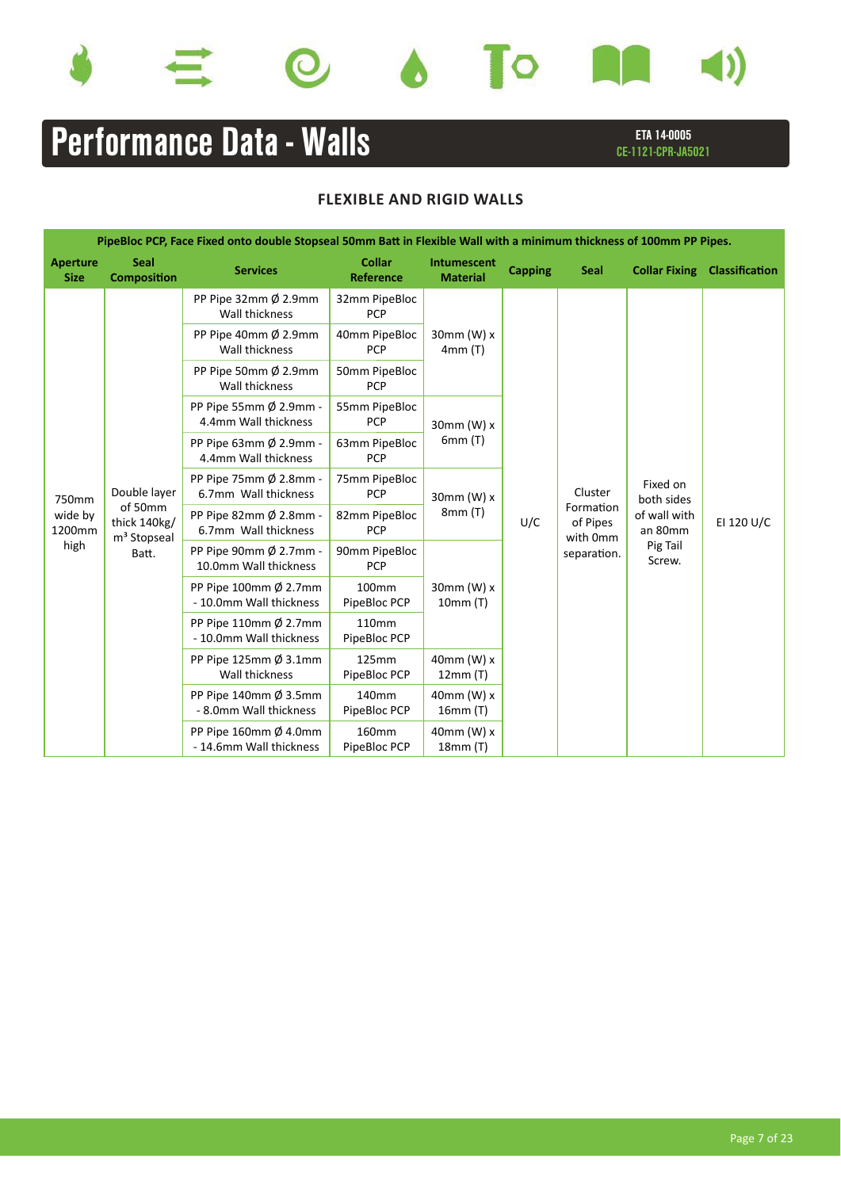# Performance Data - Walls

**ETA 14-0005**
**CE-1121-CPR-JA5021**

## FLEXIBLE AND RIGID WALLS

| PipeBloc PCP, Face Fixed onto double Stopseal 50mm Batt in Flexible Wall with a minimum thickness of 100mm PP Pipes. | | | | | | | | |
|---|---|---|---|---|---|---|---|---|
| **Aperture Size** | **Seal Composition** | **Services** | **Collar Reference** | **Intumescent Material** | **Capping** | **Seal** | **Collar Fixing** | **Classification** |
| 750mm wide by 1200mm high | Double layer of 50mm thick 140kg/m³ Stopseal Batt. | PP Pipe 32mm Ø 2.9mm Wall thickness | 32mm PipeBloc PCP | 30mm (W) x 4mm (T) | U/C | Cluster Formation of Pipes with 0mm separation. | Fixed on both sides of wall with an 80mm Pig Tail Screw. | EI 120 U/C |
| | | PP Pipe 40mm Ø 2.9mm Wall thickness | 40mm PipeBloc PCP | | | | | |
| | | PP Pipe 50mm Ø 2.9mm Wall thickness | 50mm PipeBloc PCP | | | | | |
| | | PP Pipe 55mm Ø 2.9mm - 4.4mm Wall thickness | 55mm PipeBloc PCP | 30mm (W) x 6mm (T) | | | | |
| | | PP Pipe 63mm Ø 2.9mm - 4.4mm Wall thickness | 63mm PipeBloc PCP | | | | | |
| | | PP Pipe 75mm Ø 2.8mm - 6.7mm Wall thickness | 75mm PipeBloc PCP | 30mm (W) x 8mm (T) | | | | |
| | | PP Pipe 82mm Ø 2.8mm - 6.7mm Wall thickness | 82mm PipeBloc PCP | | | | | |
| | | PP Pipe 90mm Ø 2.7mm - 10.0mm Wall thickness | 90mm PipeBloc PCP | 30mm (W) x 10mm (T) | | | | |
| | | PP Pipe 100mm Ø 2.7mm - 10.0mm Wall thickness | 100mm PipeBloc PCP | | | | | |
| | | PP Pipe 110mm Ø 2.7mm - 10.0mm Wall thickness | 110mm PipeBloc PCP | | | | | |
| | | PP Pipe 125mm Ø 3.1mm Wall thickness | 125mm PipeBloc PCP | 40mm (W) x 12mm (T) | | | | |
| | | PP Pipe 140mm Ø 3.5mm - 8.0mm Wall thickness | 140mm PipeBloc PCP | 40mm (W) x 16mm (T) | | | | |
| | | PP Pipe 160mm Ø 4.0mm - 14.6mm Wall thickness | 160mm PipeBloc PCP | 40mm (W) x 18mm (T) | | | | |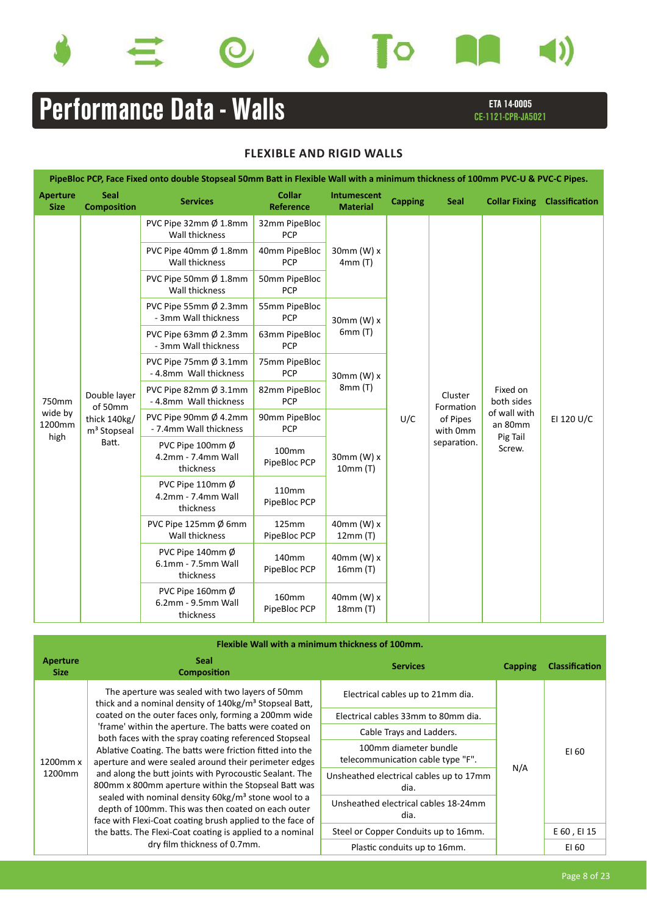# Performance Data - Walls

ETA 14-0005
CE-1121-CPR-JA5021

## FLEXIBLE AND RIGID WALLS

PipeBloc PCP, Face Fixed onto double Stopseal 50mm Batt in Flexible Wall with a minimum thickness of 100mm PVC-U & PVC-C Pipes.

| Aperture Size | Seal Composition | Services | Collar Reference | Intumescent Material | Capping | Seal | Collar Fixing | Classification |
|---|---|---|---|---|---|---|---|---|
| 750mm wide by 1200mm high | Double layer of 50mm thick 140kg/m³ Stopseal Batt. | PVC Pipe 32mm Ø 1.8mm Wall thickness | 32mm PipeBloc PCP | 30mm (W) x 4mm (T) | U/C | Cluster Formation of Pipes with 0mm separation. | Fixed on both sides of wall with an 80mm Pig Tail Screw. | EI 120 U/C |
| | | PVC Pipe 40mm Ø 1.8mm Wall thickness | 40mm PipeBloc PCP | | | | | |
| | | PVC Pipe 50mm Ø 1.8mm Wall thickness | 50mm PipeBloc PCP | | | | | |
| | | PVC Pipe 55mm Ø 2.3mm - 3mm Wall thickness | 55mm PipeBloc PCP | 30mm (W) x 6mm (T) | | | | |
| | | PVC Pipe 63mm Ø 2.3mm - 3mm Wall thickness | 63mm PipeBloc PCP | | | | | |
| | | PVC Pipe 75mm Ø 3.1mm - 4.8mm Wall thickness | 75mm PipeBloc PCP | 30mm (W) x 8mm (T) | | | | |
| | | PVC Pipe 82mm Ø 3.1mm - 4.8mm Wall thickness | 82mm PipeBloc PCP | | | | | |
| | | PVC Pipe 90mm Ø 4.2mm - 7.4mm Wall thickness | 90mm PipeBloc PCP | 30mm (W) x 10mm (T) | | | | |
| | | PVC Pipe 100mm Ø 4.2mm - 7.4mm Wall thickness | 100mm PipeBloc PCP | | | | | |
| | | PVC Pipe 110mm Ø 4.2mm - 7.4mm Wall thickness | 110mm PipeBloc PCP | | | | | |
| | | PVC Pipe 125mm Ø 6mm Wall thickness | 125mm PipeBloc PCP | 40mm (W) x 12mm (T) | | | | |
| | | PVC Pipe 140mm Ø 6.1mm - 7.5mm Wall thickness | 140mm PipeBloc PCP | 40mm (W) x 16mm (T) | | | | |
| | | PVC Pipe 160mm Ø 6.2mm - 9.5mm Wall thickness | 160mm PipeBloc PCP | 40mm (W) x 18mm (T) | | | | |

Flexible Wall with a minimum thickness of 100mm.

| Aperture Size | Seal Composition | Services | Capping | Classification |
|---|---|---|---|---|
| 1200mm x 1200mm | The aperture was sealed with two layers of 50mm thick and a nominal density of 140kg/m³ Stopseal Batt, coated on the outer faces only, forming a 200mm wide 'frame' within the aperture. The batts were coated on both faces with the spray coating referenced Stopseal Ablative Coating. The batts were friction fitted into the aperture and were sealed around their perimeter edges and along the butt joints with Pyrocoustic Sealant. The 800mm x 800mm aperture within the Stopseal Batt was sealed with nominal density 60kg/m³ stone wool to a depth of 100mm. This was then coated on each outer face with Flexi-Coat coating brush applied to the face of the batts. The Flexi-Coat coating is applied to a nominal dry film thickness of 0.7mm. | Electrical cables up to 21mm dia. | N/A | EI 60 |
| | | Electrical cables 33mm to 80mm dia. | | |
| | | Cable Trays and Ladders. | | |
| | | 100mm diameter bundle telecommunication cable type "F". | | |
| | | Unsheathed electrical cables up to 17mm dia. | | |
| | | Unsheathed electrical cables 18-24mm dia. | | |
| | | Steel or Copper Conduits up to 16mm. | | E 60 , EI 15 |
| | | Plastic conduits up to 16mm. | | EI 60 |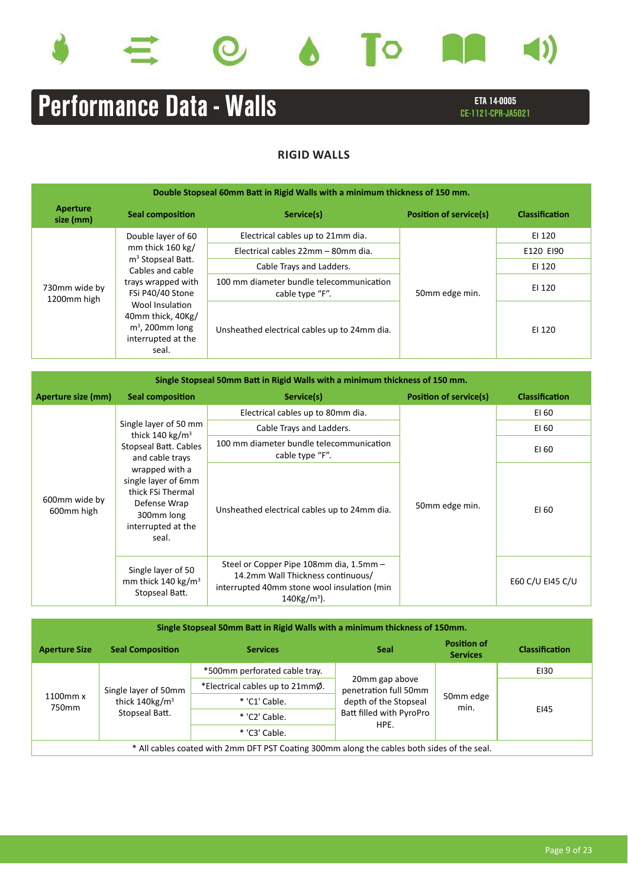# Performance Data - Walls

**ETA 14-0005**
**CE-1121-CPR-JA5021**

## RIGID WALLS

| Double Stopseal 60mm Batt in Rigid Walls with a minimum thickness of 150 mm. | | | | |
|---|---|---|---|---|
| **Aperture size (mm)** | **Seal composition** | **Service(s)** | **Position of service(s)** | **Classification** |
| 730mm wide by 1200mm high | Double layer of 60 mm thick 160 kg/$m^3$ Stopseal Batt. Cables and cable trays wrapped with FSi P40/40 Stone Wool Insulation 40mm thick, 40Kg/$m^3$, 200mm long interrupted at the seal. | Electrical cables up to 21mm dia. | 50mm edge min. | EI 120 |
| | | Electrical cables 22mm – 80mm dia. | | E120 EI90 |
| | | Cable Trays and Ladders. | | EI 120 |
| | | 100 mm diameter bundle telecommunication cable type "F". | | EI 120 |
| | | Unsheathed electrical cables up to 24mm dia. | | EI 120 |

| Single Stopseal 50mm Batt in Rigid Walls with a minimum thickness of 150 mm. | | | | |
|---|---|---|---|---|
| **Aperture size (mm)** | **Seal composition** | **Service(s)** | **Position of service(s)** | **Classification** |
| 600mm wide by 600mm high | Single layer of 50 mm thick 140 kg/$m^3$ Stopseal Batt. Cables and cable trays wrapped with a single layer of 6mm thick FSi Thermal Defense Wrap 300mm long interrupted at the seal. | Electrical cables up to 80mm dia. | 50mm edge min. | EI 60 |
| | | Cable Trays and Ladders. | | EI 60 |
| | | 100 mm diameter bundle telecommunication cable type "F". | | EI 60 |
| | | Unsheathed electrical cables up to 24mm dia. | | EI 60 |
| | Single layer of 50 mm thick 140 kg/$m^3$ Stopseal Batt. | Steel or Copper Pipe 108mm dia, 1.5mm – 14.2mm Wall Thickness continuous/ interrupted 40mm stone wool insulation (min 140Kg/$m^3$). | | E60 C/U EI45 C/U |

| Single Stopseal 50mm Batt in Rigid Walls with a minimum thickness of 150mm. | | | | | |
|---|---|---|---|---|---|
| **Aperture Size** | **Seal Composition** | **Services** | **Seal** | **Position of Services** | **Classification** |
| 1100mm x 750mm | Single layer of 50mm thick 140kg/$m^3$ Stopseal Batt. | *500mm perforated cable tray. | 20mm gap above penetration full 50mm depth of the Stopseal Batt filled with PyroPro HPE. | 50mm edge min. | EI30 |
| | | *Electrical cables up to 21mmØ. | | | EI45 |
| | | * 'C1' Cable. | | | |
| | | * 'C2' Cable. | | | |
| | | * 'C3' Cable. | | | |
| * All cables coated with 2mm DFT PST Coating 300mm along the cables both sides of the seal. | | | | | |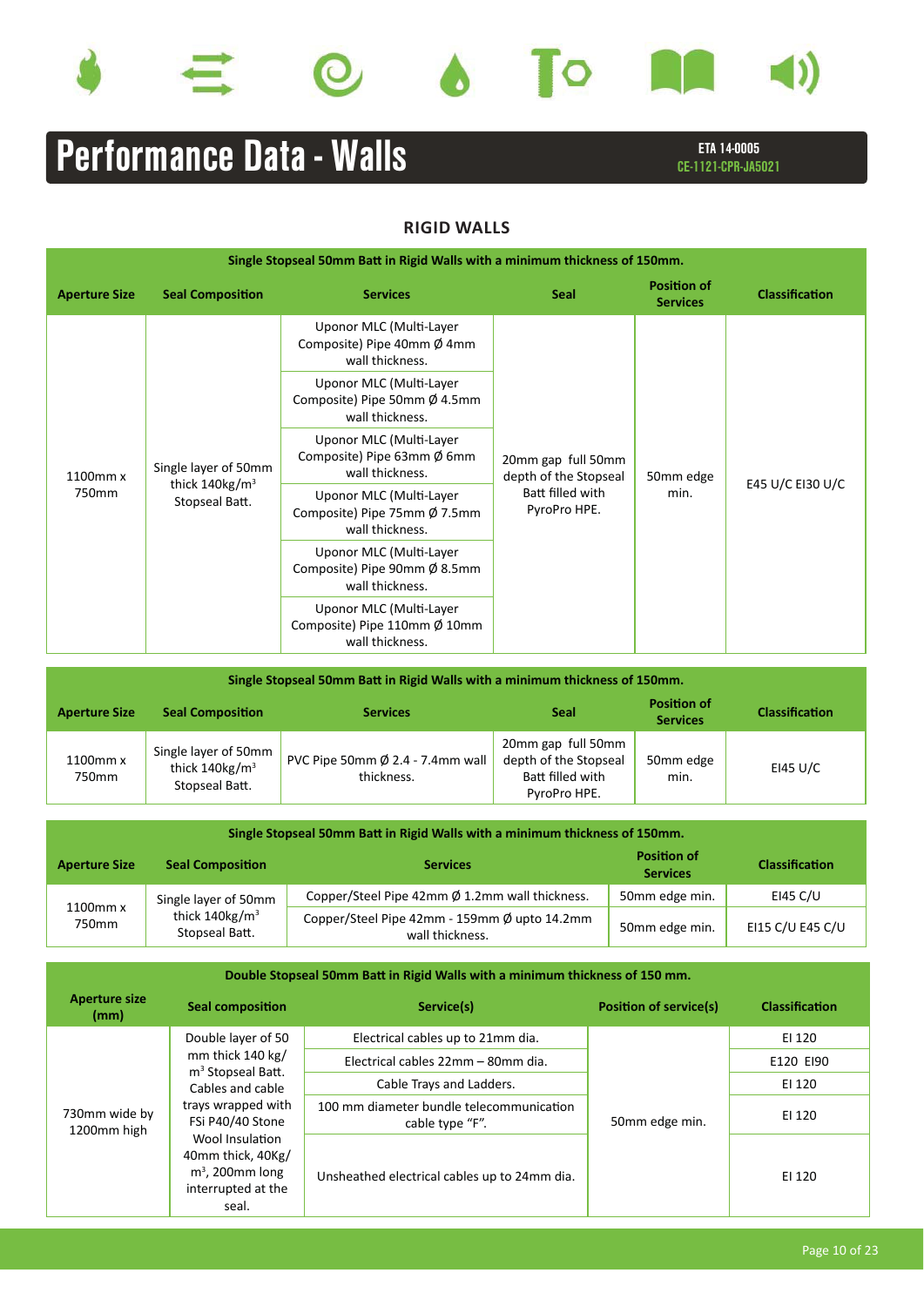# Performance Data - Walls

**ETA 14-0005**
**CE-1121-CPR-JA5021**

## RIGID WALLS

| Single Stopseal 50mm Batt in Rigid Walls with a minimum thickness of 150mm. | | | | | |
|---|---|---|---|---|---|
| **Aperture Size** | **Seal Composition** | **Services** | **Seal** | **Position of Services** | **Classification** |
| 1100mm x 750mm | Single layer of 50mm thick 140kg/m³ Stopseal Batt. | Uponor MLC (Multi-Layer Composite) Pipe 40mm Ø 4mm wall thickness. | 20mm gap full 50mm depth of the Stopseal Batt filled with PyroPro HPE. | 50mm edge min. | E45 U/C EI30 U/C |
| | | Uponor MLC (Multi-Layer Composite) Pipe 50mm Ø 4.5mm wall thickness. | | | |
| | | Uponor MLC (Multi-Layer Composite) Pipe 63mm Ø 6mm wall thickness. | | | |
| | | Uponor MLC (Multi-Layer Composite) Pipe 75mm Ø 7.5mm wall thickness. | | | |
| | | Uponor MLC (Multi-Layer Composite) Pipe 90mm Ø 8.5mm wall thickness. | | | |
| | | Uponor MLC (Multi-Layer Composite) Pipe 110mm Ø 10mm wall thickness. | | | |

| Single Stopseal 50mm Batt in Rigid Walls with a minimum thickness of 150mm. | | | | | |
|---|---|---|---|---|---|
| **Aperture Size** | **Seal Composition** | **Services** | **Seal** | **Position of Services** | **Classification** |
| 1100mm x 750mm | Single layer of 50mm thick 140kg/m³ Stopseal Batt. | PVC Pipe 50mm Ø 2.4 - 7.4mm wall thickness. | 20mm gap full 50mm depth of the Stopseal Batt filled with PyroPro HPE. | 50mm edge min. | EI45 U/C |

| Single Stopseal 50mm Batt in Rigid Walls with a minimum thickness of 150mm. | | | | |
|---|---|---|---|---|
| **Aperture Size** | **Seal Composition** | **Services** | **Position of Services** | **Classification** |
| 1100mm x 750mm | Single layer of 50mm thick 140kg/m³ Stopseal Batt. | Copper/Steel Pipe 42mm Ø 1.2mm wall thickness. | 50mm edge min. | EI45 C/U |
| | | Copper/Steel Pipe 42mm - 159mm Ø upto 14.2mm wall thickness. | 50mm edge min. | EI15 C/U E45 C/U |

| Double Stopseal 50mm Batt in Rigid Walls with a minimum thickness of 150 mm. | | | | |
|---|---|---|---|---|
| **Aperture size (mm)** | **Seal composition** | **Service(s)** | **Position of service(s)** | **Classification** |
| 730mm wide by 1200mm high | Double layer of 50 mm thick 140 kg/m³ Stopseal Batt. Cables and cable trays wrapped with FSi P40/40 Stone Wool Insulation 40mm thick, 40Kg/m³, 200mm long interrupted at the seal. | Electrical cables up to 21mm dia. | 50mm edge min. | EI 120 |
| | | Electrical cables 22mm – 80mm dia. | | E120 EI90 |
| | | Cable Trays and Ladders. | | EI 120 |
| | | 100 mm diameter bundle telecommunication cable type "F". | | EI 120 |
| | | Unsheathed electrical cables up to 24mm dia. | | EI 120 |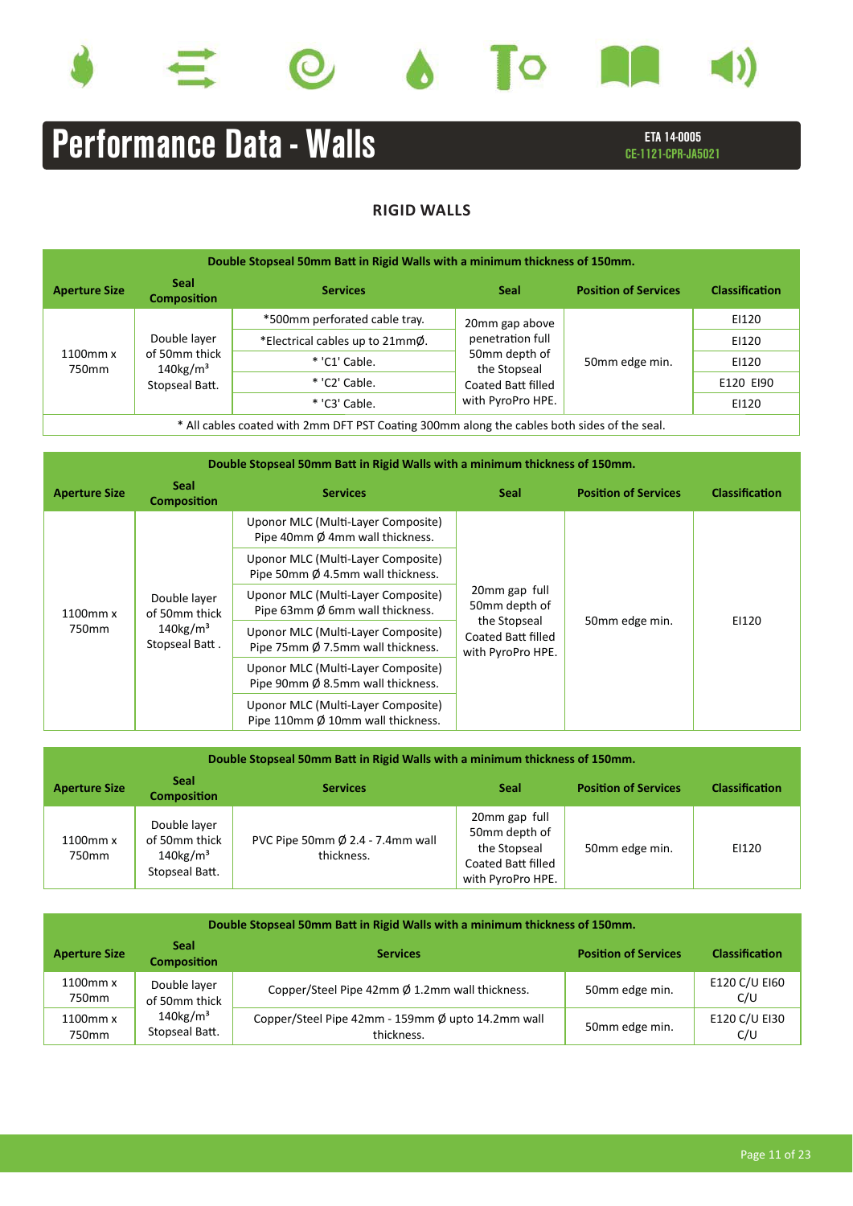# Performance Data - Walls

**ETA 14-0005**
**CE-1121-CPR-JA5021**

## RIGID WALLS

| Double Stopseal 50mm Batt in Rigid Walls with a minimum thickness of 150mm. | | | | | |
|---|---|---|---|---|---|
| **Aperture Size** | **Seal Composition** | **Services** | **Seal** | **Position of Services** | **Classification** |
| 1100mm x 750mm | Double layer of 50mm thick 140kg/m³ Stopseal Batt. | *500mm perforated cable tray. | 20mm gap above penetration full 50mm depth of the Stopseal Coated Batt filled with PyroPro HPE. | 50mm edge min. | EI120 |
| | | *Electrical cables up to 21mmØ. | | | EI120 |
| | | * 'C1' Cable. | | | EI120 |
| | | * 'C2' Cable. | | | E120 EI90 |
| | | * 'C3' Cable. | | | EI120 |
| * All cables coated with 2mm DFT PST Coating 300mm along the cables both sides of the seal. | | | | | |

| Double Stopseal 50mm Batt in Rigid Walls with a minimum thickness of 150mm. | | | | | |
|---|---|---|---|---|---|
| **Aperture Size** | **Seal Composition** | **Services** | **Seal** | **Position of Services** | **Classification** |
| 1100mm x 750mm | Double layer of 50mm thick 140kg/m³ Stopseal Batt . | Uponor MLC (Multi-Layer Composite) Pipe 40mm Ø 4mm wall thickness. | 20mm gap full 50mm depth of the Stopseal Coated Batt filled with PyroPro HPE. | 50mm edge min. | EI120 |
| | | Uponor MLC (Multi-Layer Composite) Pipe 50mm Ø 4.5mm wall thickness. | | | |
| | | Uponor MLC (Multi-Layer Composite) Pipe 63mm Ø 6mm wall thickness. | | | |
| | | Uponor MLC (Multi-Layer Composite) Pipe 75mm Ø 7.5mm wall thickness. | | | |
| | | Uponor MLC (Multi-Layer Composite) Pipe 90mm Ø 8.5mm wall thickness. | | | |
| | | Uponor MLC (Multi-Layer Composite) Pipe 110mm Ø 10mm wall thickness. | | | |

| Double Stopseal 50mm Batt in Rigid Walls with a minimum thickness of 150mm. | | | | | |
|---|---|---|---|---|---|
| **Aperture Size** | **Seal Composition** | **Services** | **Seal** | **Position of Services** | **Classification** |
| 1100mm x 750mm | Double layer of 50mm thick 140kg/m³ Stopseal Batt. | PVC Pipe 50mm Ø 2.4 - 7.4mm wall thickness. | 20mm gap full 50mm depth of the Stopseal Coated Batt filled with PyroPro HPE. | 50mm edge min. | EI120 |

| Double Stopseal 50mm Batt in Rigid Walls with a minimum thickness of 150mm. | | | | |
|---|---|---|---|---|
| **Aperture Size** | **Seal Composition** | **Services** | **Position of Services** | **Classification** |
| 1100mm x 750mm | Double layer of 50mm thick 140kg/m³ Stopseal Batt. | Copper/Steel Pipe 42mm Ø 1.2mm wall thickness. | 50mm edge min. | E120 C/U EI60 C/U |
| 1100mm x 750mm | | Copper/Steel Pipe 42mm - 159mm Ø upto 14.2mm wall thickness. | 50mm edge min. | E120 C/U EI30 C/U |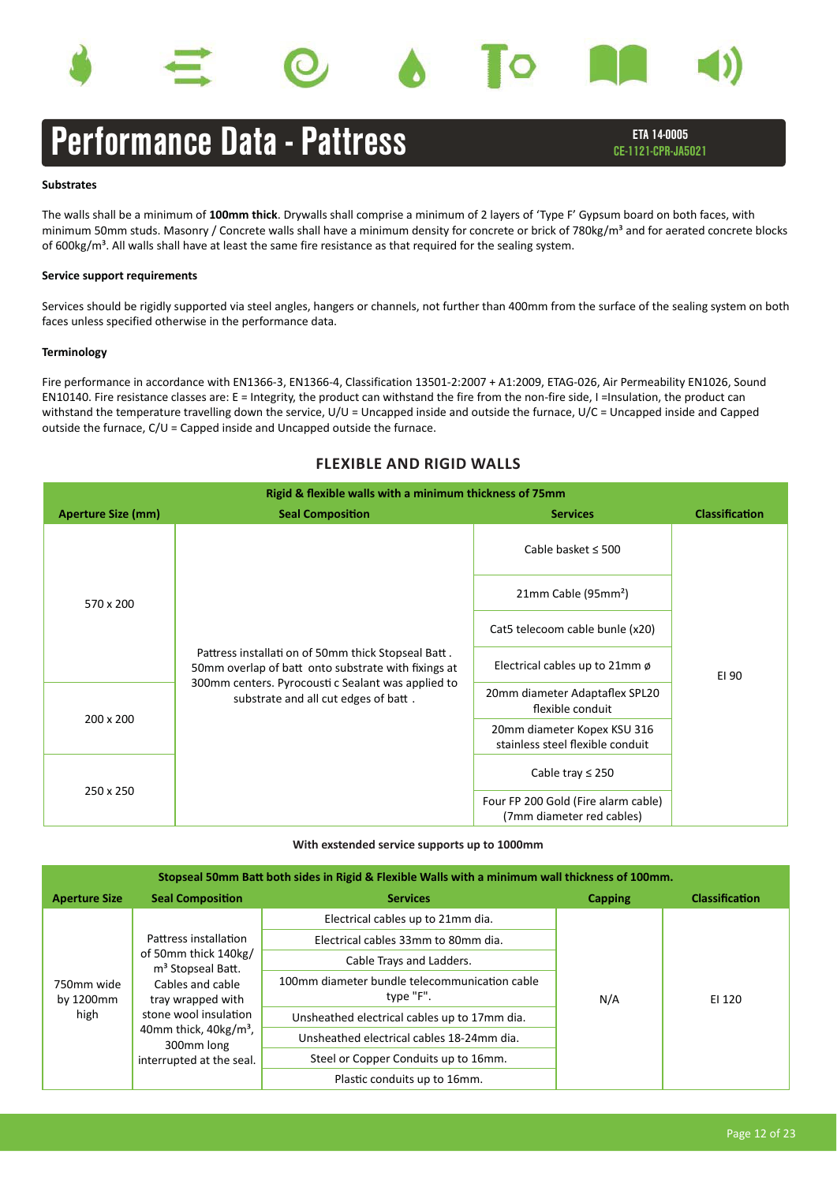# Performance Data - Pattress

ETA 14-0005
CE-1121-CPR-JA5021

**Substrates**

The walls shall be a minimum of **100mm thick**. Drywalls shall comprise a minimum of 2 layers of 'Type F' Gypsum board on both faces, with minimum 50mm studs. Masonry / Concrete walls shall have a minimum density for concrete or brick of 780kg/m³ and for aerated concrete blocks of 600kg/m³. All walls shall have at least the same fire resistance as that required for the sealing system.

**Service support requirements**

Services should be rigidly supported via steel angles, hangers or channels, not further than 400mm from the surface of the sealing system on both faces unless specified otherwise in the performance data.

**Terminology**

Fire performance in accordance with EN1366-3, EN1366-4, Classification 13501-2:2007 + A1:2009, ETAG-026, Air Permeability EN1026, Sound EN10140. Fire resistance classes are: E = Integrity, the product can withstand the fire from the non-fire side, I =Insulation, the product can withstand the temperature travelling down the service, U/U = Uncapped inside and outside the furnace, U/C = Uncapped inside and Capped outside the furnace, C/U = Capped inside and Uncapped outside the furnace.

## FLEXIBLE AND RIGID WALLS

| Rigid & flexible walls with a minimum thickness of 75mm | | | |
|---|---|---|---|
| **Aperture Size (mm)** | **Seal Composition** | **Services** | **Classification** |
| 570 x 200 | Pattress installati on of 50mm thick Stopseal Batt . 50mm overlap of batt onto substrate with fixings at 300mm centers. Pyrocousti c Sealant was applied to substrate and all cut edges of batt . | Cable basket ≤ 500 | EI 90 |
| | | 21mm Cable (95mm²) | |
| | | Cat5 telecoom cable bunle (x20) | |
| | | Electrical cables up to 21mm ø | |
| 200 x 200 | | 20mm diameter Adaptaflex SPL20 flexible conduit | |
| | | 20mm diameter Kopex KSU 316 stainless steel flexible conduit | |
| 250 x 250 | | Cable tray ≤ 250 | |
| | | Four FP 200 Gold (Fire alarm cable) (7mm diameter red cables) | |

**With extended service supports up to 1000mm**

| Stopseal 50mm Batt both sides in Rigid & Flexible Walls with a minimum wall thickness of 100mm. | | | | |
|---|---|---|---|---|
| **Aperture Size** | **Seal Composition** | **Services** | **Capping** | **Classification** |
| 750mm wide by 1200mm high | Pattress installation of 50mm thick 140kg/m³ Stopseal Batt. Cables and cable tray wrapped with stone wool insulation 40mm thick, 40kg/m³, 300mm long interrupted at the seal. | Electrical cables up to 21mm dia. | N/A | EI 120 |
| | | Electrical cables 33mm to 80mm dia. | | |
| | | Cable Trays and Ladders. | | |
| | | 100mm diameter bundle telecommunication cable type "F". | | |
| | | Unsheathed electrical cables up to 17mm dia. | | |
| | | Unsheathed electrical cables 18-24mm dia. | | |
| | | Steel or Copper Conduits up to 16mm. | | |
| | | Plastic conduits up to 16mm. | | |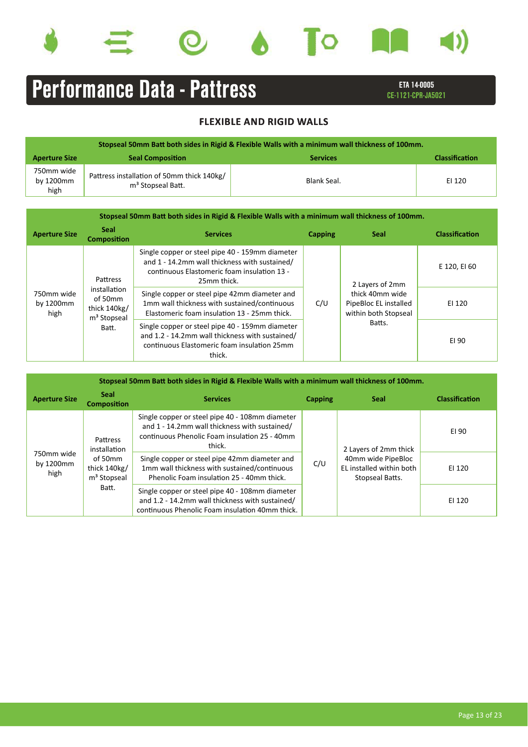# Performance Data - Pattress

**ETA 14-0005**
**CE-1121-CPR-JA5021**

## FLEXIBLE AND RIGID WALLS

| Stopseal 50mm Batt both sides in Rigid & Flexible Walls with a minimum wall thickness of 100mm. | | | |
|---|---|---|---|
| **Aperture Size** | **Seal Composition** | **Services** | **Classification** |
| 750mm wide by 1200mm high | Pattress installation of 50mm thick 140kg/ m³ Stopseal Batt. | Blank Seal. | EI 120 |

| Stopseal 50mm Batt both sides in Rigid & Flexible Walls with a minimum wall thickness of 100mm. | | | | | |
|---|---|---|---|---|---|
| **Aperture Size** | **Seal Composition** | **Services** | **Capping** | **Seal** | **Classification** |
| 750mm wide by 1200mm high | Pattress installation of 50mm thick 140kg/ m³ Stopseal Batt. | Single copper or steel pipe 40 - 159mm diameter and 1 - 14.2mm wall thickness with sustained/ continuous Elastomeric foam insulation 13 - 25mm thick. | C/U | 2 Layers of 2mm thick 40mm wide PipeBloc EL installed within both Stopseal Batts. | E 120, EI 60 |
| | | Single copper or steel pipe 42mm diameter and 1mm wall thickness with sustained/continuous Elastomeric foam insulation 13 - 25mm thick. | | | EI 120 |
| | | Single copper or steel pipe 40 - 159mm diameter and 1.2 - 14.2mm wall thickness with sustained/ continuous Elastomeric foam insulation 25mm thick. | | | EI 90 |

| Stopseal 50mm Batt both sides in Rigid & Flexible Walls with a minimum wall thickness of 100mm. | | | | | |
|---|---|---|---|---|---|
| **Aperture Size** | **Seal Composition** | **Services** | **Capping** | **Seal** | **Classification** |
| 750mm wide by 1200mm high | Pattress installation of 50mm thick 140kg/ m³ Stopseal Batt. | Single copper or steel pipe 40 - 108mm diameter and 1 - 14.2mm wall thickness with sustained/ continuous Phenolic Foam insulation 25 - 40mm thick. | C/U | 2 Layers of 2mm thick 40mm wide PipeBloc EL installed within both Stopseal Batts. | EI 90 |
| | | Single copper or steel pipe 42mm diameter and 1mm wall thickness with sustained/continuous Phenolic Foam insulation 25 - 40mm thick. | | | EI 120 |
| | | Single copper or steel pipe 40 - 108mm diameter and 1.2 - 14.2mm wall thickness with sustained/ continuous Phenolic Foam insulation 40mm thick. | | | EI 120 |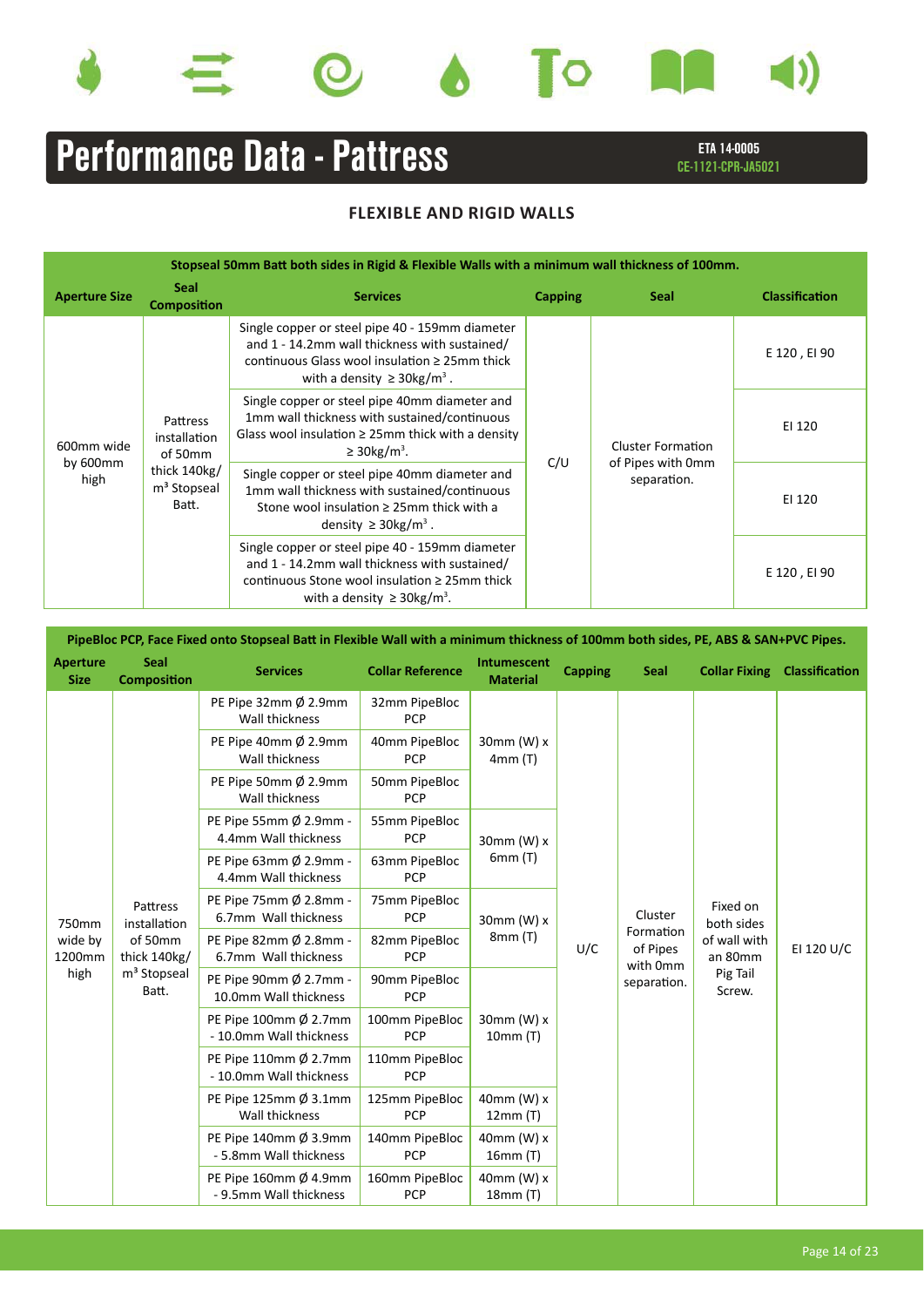# Performance Data - Pattress

**ETA 14-0005**
**CE-1121-CPR-JA5021**

## FLEXIBLE AND RIGID WALLS

| Stopseal 50mm Batt both sides in Rigid & Flexible Walls with a minimum wall thickness of 100mm. | | | | | |
|---|---|---|---|---|---|
| **Aperture Size** | **Seal Composition** | **Services** | **Capping** | **Seal** | **Classification** |
| 600mm wide by 600mm high | Pattress installation of 50mm thick 140kg/ $m^3$ Stopseal Batt. | Single copper or steel pipe 40 - 159mm diameter and 1 - 14.2mm wall thickness with sustained/ continuous Glass wool insulation ≥ 25mm thick with a density ≥ 30kg/$m^3$. | C/U | Cluster Formation of Pipes with 0mm separation. | E 120 , EI 90 |
| | | Single copper or steel pipe 40mm diameter and 1mm wall thickness with sustained/continuous Glass wool insulation ≥ 25mm thick with a density ≥ 30kg/$m^3$. | | | EI 120 |
| | | Single copper or steel pipe 40mm diameter and 1mm wall thickness with sustained/continuous Stone wool insulation ≥ 25mm thick with a density ≥ 30kg/$m^3$. | | | EI 120 |
| | | Single copper or steel pipe 40 - 159mm diameter and 1 - 14.2mm wall thickness with sustained/ continuous Stone wool insulation ≥ 25mm thick with a density ≥ 30kg/$m^3$. | | | E 120 , EI 90 |

| PipeBloc PCP, Face Fixed onto Stopseal Batt in Flexible Wall with a minimum thickness of 100mm both sides, PE, ABS & SAN+PVC Pipes. | | | | | | | | |
|---|---|---|---|---|---|---|---|---|
| **Aperture Size** | **Seal Composition** | **Services** | **Collar Reference** | **Intumescent Material** | **Capping** | **Seal** | **Collar Fixing** | **Classification** |
| 750mm wide by 1200mm high | Pattress installation of 50mm thick 140kg/ $m^3$ Stopseal Batt. | PE Pipe 32mm Ø 2.9mm Wall thickness | 32mm PipeBloc PCP | 30mm (W) x 4mm (T) | U/C | Cluster Formation of Pipes with 0mm separation. | Fixed on both sides of wall with an 80mm Pig Tail Screw. | EI 120 U/C |
| | | PE Pipe 40mm Ø 2.9mm Wall thickness | 40mm PipeBloc PCP | | | | | |
| | | PE Pipe 50mm Ø 2.9mm Wall thickness | 50mm PipeBloc PCP | | | | | |
| | | PE Pipe 55mm Ø 2.9mm - 4.4mm Wall thickness | 55mm PipeBloc PCP | 30mm (W) x 6mm (T) | | | | |
| | | PE Pipe 63mm Ø 2.9mm - 4.4mm Wall thickness | 63mm PipeBloc PCP | | | | | |
| | | PE Pipe 75mm Ø 2.8mm - 6.7mm Wall thickness | 75mm PipeBloc PCP | 30mm (W) x 8mm (T) | | | | |
| | | PE Pipe 82mm Ø 2.8mm - 6.7mm Wall thickness | 82mm PipeBloc PCP | | | | | |
| | | PE Pipe 90mm Ø 2.7mm - 10.0mm Wall thickness | 90mm PipeBloc PCP | 30mm (W) x 10mm (T) | | | | |
| | | PE Pipe 100mm Ø 2.7mm - 10.0mm Wall thickness | 100mm PipeBloc PCP | | | | | |
| | | PE Pipe 110mm Ø 2.7mm - 10.0mm Wall thickness | 110mm PipeBloc PCP | | | | | |
| | | PE Pipe 125mm Ø 3.1mm Wall thickness | 125mm PipeBloc PCP | 40mm (W) x 12mm (T) | | | | |
| | | PE Pipe 140mm Ø 3.9mm - 5.8mm Wall thickness | 140mm PipeBloc PCP | 40mm (W) x 16mm (T) | | | | |
| | | PE Pipe 160mm Ø 4.9mm - 9.5mm Wall thickness | 160mm PipeBloc PCP | 40mm (W) x 18mm (T) | | | | |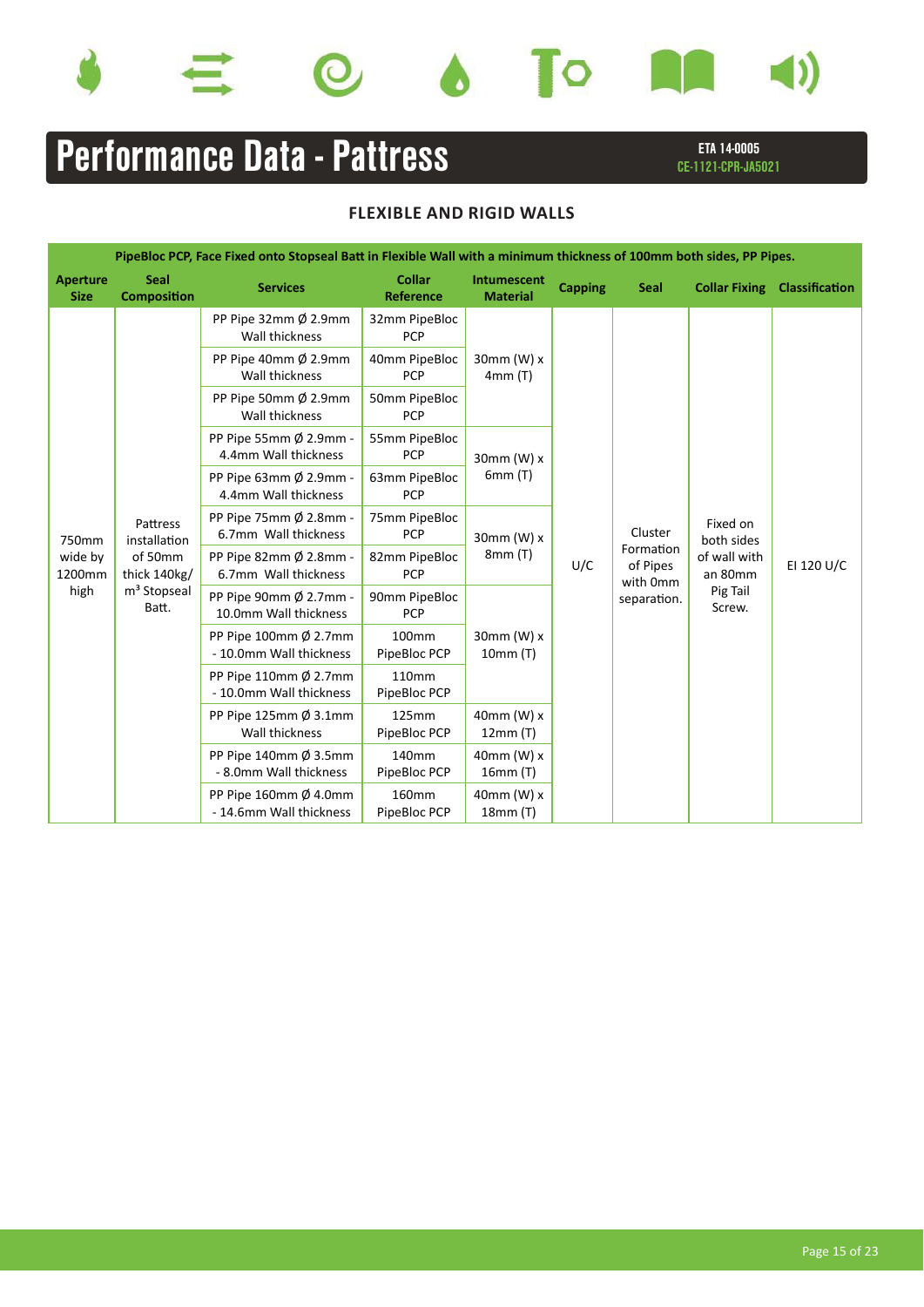# Performance Data - Pattress

ETA 14-0005
CE-1121-CPR-JA5021

### FLEXIBLE AND RIGID WALLS

| PipeBloc PCP, Face Fixed onto Stopseal Batt in Flexible Wall with a minimum thickness of 100mm both sides, PP Pipes. | | | | | | | | |
|---|---|---|---|---|---|---|---|---|
| Aperture Size | Seal Composition | Services | Collar Reference | Intumescent Material | Capping | Seal | Collar Fixing | Classification |
| 750mm wide by 1200mm high | Pattress installation of 50mm thick 140kg/m³ Stopseal Batt. | PP Pipe 32mm Ø 2.9mm Wall thickness | 32mm PipeBloc PCP | 30mm (W) x 4mm (T) | U/C | Cluster Formation of Pipes with 0mm separation. | Fixed on both sides of wall with an 80mm Pig Tail Screw. | EI 120 U/C |
| | | PP Pipe 40mm Ø 2.9mm Wall thickness | 40mm PipeBloc PCP | | | | | |
| | | PP Pipe 50mm Ø 2.9mm Wall thickness | 50mm PipeBloc PCP | | | | | |
| | | PP Pipe 55mm Ø 2.9mm - 4.4mm Wall thickness | 55mm PipeBloc PCP | 30mm (W) x 6mm (T) | | | | |
| | | PP Pipe 63mm Ø 2.9mm - 4.4mm Wall thickness | 63mm PipeBloc PCP | | | | | |
| | | PP Pipe 75mm Ø 2.8mm - 6.7mm Wall thickness | 75mm PipeBloc PCP | 30mm (W) x 8mm (T) | | | | |
| | | PP Pipe 82mm Ø 2.8mm - 6.7mm Wall thickness | 82mm PipeBloc PCP | | | | | |
| | | PP Pipe 90mm Ø 2.7mm - 10.0mm Wall thickness | 90mm PipeBloc PCP | 30mm (W) x 10mm (T) | | | | |
| | | PP Pipe 100mm Ø 2.7mm - 10.0mm Wall thickness | 100mm PipeBloc PCP | | | | | |
| | | PP Pipe 110mm Ø 2.7mm - 10.0mm Wall thickness | 110mm PipeBloc PCP | | | | | |
| | | PP Pipe 125mm Ø 3.1mm Wall thickness | 125mm PipeBloc PCP | 40mm (W) x 12mm (T) | | | | |
| | | PP Pipe 140mm Ø 3.5mm - 8.0mm Wall thickness | 140mm PipeBloc PCP | 40mm (W) x 16mm (T) | | | | |
| | | PP Pipe 160mm Ø 4.0mm - 14.6mm Wall thickness | 160mm PipeBloc PCP | 40mm (W) x 18mm (T) | | | | |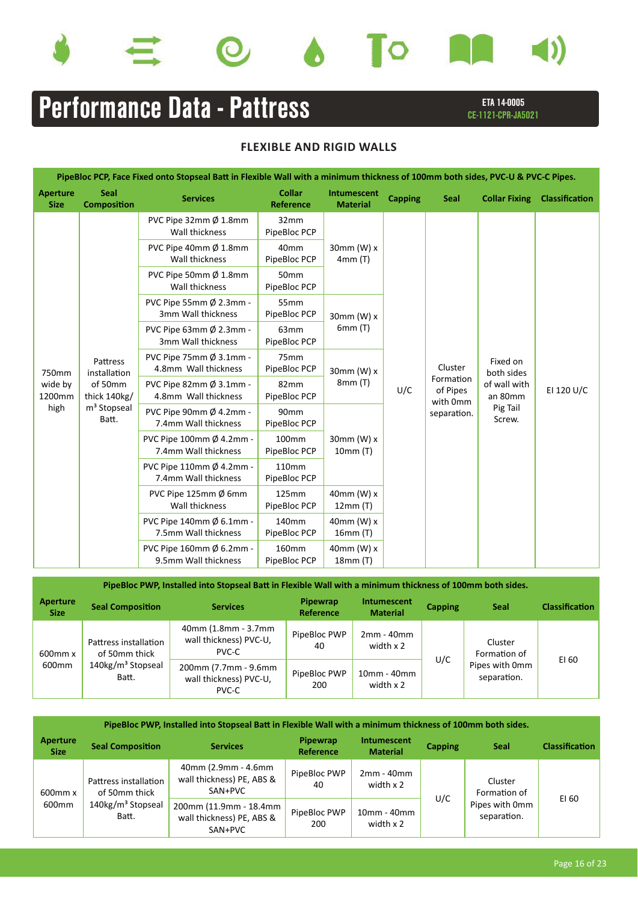# Performance Data - Pattress

ETA 14-0005
CE-1121-CPR-JA5021

## FLEXIBLE AND RIGID WALLS

| PipeBloc PCP, Face Fixed onto Stopseal Batt in Flexible Wall with a minimum thickness of 100mm both sides, PVC-U & PVC-C Pipes. | | | | | | | | |
|---|---|---|---|---|---|---|---|---|
| **Aperture Size** | **Seal Composition** | **Services** | **Collar Reference** | **Intumescent Material** | **Capping** | **Seal** | **Collar Fixing** | **Classification** |
| 750mm wide by 1200mm high | Pattress installation of 50mm thick 140kg/m³ Stopseal Batt. | PVC Pipe 32mm Ø 1.8mm Wall thickness | 32mm PipeBloc PCP | 30mm (W) x 4mm (T) | U/C | Cluster Formation of Pipes with 0mm separation. | Fixed on both sides of wall with an 80mm Pig Tail Screw. | EI 120 U/C |
| | | PVC Pipe 40mm Ø 1.8mm Wall thickness | 40mm PipeBloc PCP | | | | | |
| | | PVC Pipe 50mm Ø 1.8mm Wall thickness | 50mm PipeBloc PCP | | | | | |
| | | PVC Pipe 55mm Ø 2.3mm - 3mm Wall thickness | 55mm PipeBloc PCP | 30mm (W) x 6mm (T) | | | | |
| | | PVC Pipe 63mm Ø 2.3mm - 3mm Wall thickness | 63mm PipeBloc PCP | | | | | |
| | | PVC Pipe 75mm Ø 3.1mm - 4.8mm Wall thickness | 75mm PipeBloc PCP | 30mm (W) x 8mm (T) | | | | |
| | | PVC Pipe 82mm Ø 3.1mm - 4.8mm Wall thickness | 82mm PipeBloc PCP | | | | | |
| | | PVC Pipe 90mm Ø 4.2mm - 7.4mm Wall thickness | 90mm PipeBloc PCP | 30mm (W) x 10mm (T) | | | | |
| | | PVC Pipe 100mm Ø 4.2mm - 7.4mm Wall thickness | 100mm PipeBloc PCP | | | | | |
| | | PVC Pipe 110mm Ø 4.2mm - 7.4mm Wall thickness | 110mm PipeBloc PCP | | | | | |
| | | PVC Pipe 125mm Ø 6mm Wall thickness | 125mm PipeBloc PCP | 40mm (W) x 12mm (T) | | | | |
| | | PVC Pipe 140mm Ø 6.1mm - 7.5mm Wall thickness | 140mm PipeBloc PCP | 40mm (W) x 16mm (T) | | | | |
| | | PVC Pipe 160mm Ø 6.2mm - 9.5mm Wall thickness | 160mm PipeBloc PCP | 40mm (W) x 18mm (T) | | | | |

| PipeBloc PWP, Installed into Stopseal Batt in Flexible Wall with a minimum thickness of 100mm both sides. | | | | | | | |
|---|---|---|---|---|---|---|---|
| **Aperture Size** | **Seal Composition** | **Services** | **Pipewrap Reference** | **Intumescent Material** | **Capping** | **Seal** | **Classification** |
| 600mm x 600mm | Pattress installation of 50mm thick 140kg/m³ Stopseal Batt. | 40mm (1.8mm - 3.7mm wall thickness) PVC-U, PVC-C | PipeBloc PWP 40 | 2mm - 40mm width x 2 | U/C | Cluster Formation of Pipes with 0mm separation. | EI 60 |
| | | 200mm (7.7mm - 9.6mm wall thickness) PVC-U, PVC-C | PipeBloc PWP 200 | 10mm - 40mm width x 2 | | | |

| PipeBloc PWP, Installed into Stopseal Batt in Flexible Wall with a minimum thickness of 100mm both sides. | | | | | | | |
|---|---|---|---|---|---|---|---|
| **Aperture Size** | **Seal Composition** | **Services** | **Pipewrap Reference** | **Intumescent Material** | **Capping** | **Seal** | **Classification** |
| 600mm x 600mm | Pattress installation of 50mm thick 140kg/m³ Stopseal Batt. | 40mm (2.9mm - 4.6mm wall thickness) PE, ABS & SAN+PVC | PipeBloc PWP 40 | 2mm - 40mm width x 2 | U/C | Cluster Formation of Pipes with 0mm separation. | EI 60 |
| | | 200mm (11.9mm - 18.4mm wall thickness) PE, ABS & SAN+PVC | PipeBloc PWP 200 | 10mm - 40mm width x 2 | | | |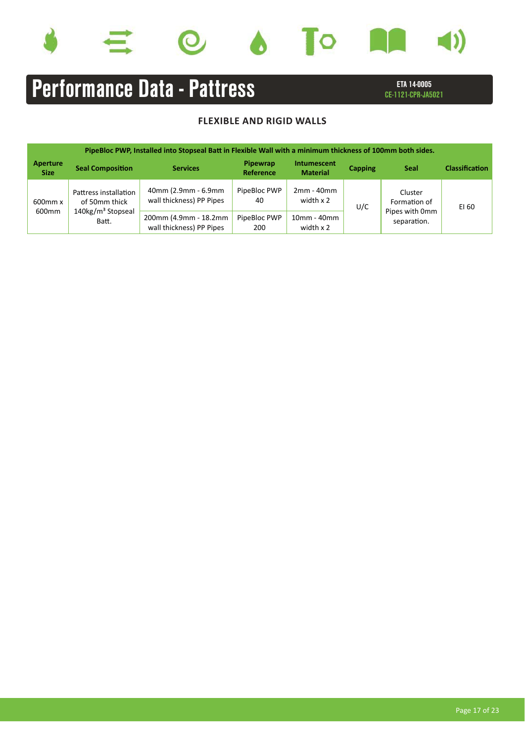# Performance Data - Pattress

**ETA 14-0005**
**CE-1121-CPR-JA5021**

## FLEXIBLE AND RIGID WALLS

| PipeBloc PWP, Installed into Stopseal Batt in Flexible Wall with a minimum thickness of 100mm both sides. | | | | | | | |
|---|---|---|---|---|---|---|---|
| **Aperture Size** | **Seal Composition** | **Services** | **Pipewrap Reference** | **Intumescent Material** | **Capping** | **Seal** | **Classification** |
| 600mm x 600mm | Pattress installation of 50mm thick 140kg/m³ Stopseal Batt. | 40mm (2.9mm - 6.9mm wall thickness) PP Pipes | PipeBloc PWP 40 | 2mm - 40mm width x 2 | U/C | Cluster Formation of Pipes with 0mm separation. | EI 60 |
| | | 200mm (4.9mm - 18.2mm wall thickness) PP Pipes | PipeBloc PWP 200 | 10mm - 40mm width x 2 | | | |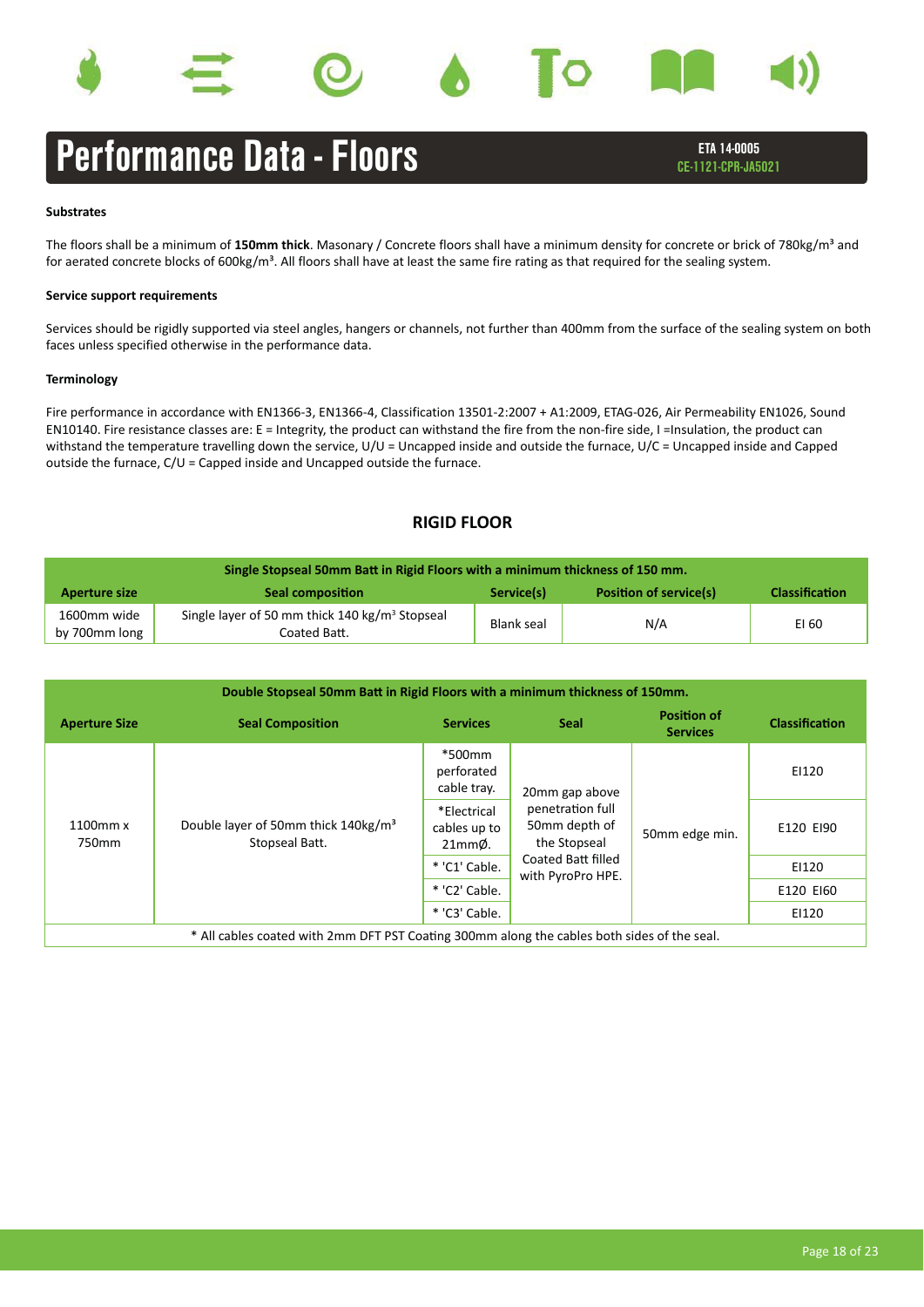# Performance Data - Floors

**ETA 14-0005**
**CE-1121-CPR-JA5021**

#### Substrates

The floors shall be a minimum of **150mm thick**. Masonary / Concrete floors shall have a minimum density for concrete or brick of 780kg/m³ and for aerated concrete blocks of 600kg/m³. All floors shall have at least the same fire rating as that required for the sealing system.

#### Service support requirements

Services should be rigidly supported via steel angles, hangers or channels, not further than 400mm from the surface of the sealing system on both faces unless specified otherwise in the performance data.

#### Terminology

Fire performance in accordance with EN1366-3, EN1366-4, Classification 13501-2:2007 + A1:2009, ETAG-026, Air Permeability EN1026, Sound EN10140. Fire resistance classes are: E = Integrity, the product can withstand the fire from the non-fire side, I =Insulation, the product can withstand the temperature travelling down the service, U/U = Uncapped inside and outside the furnace, U/C = Uncapped inside and Capped outside the furnace, C/U = Capped inside and Uncapped outside the furnace.

## RIGID FLOOR

| Single Stopseal 50mm Batt in Rigid Floors with a minimum thickness of 150 mm. | | | | |
|---|---|---|---|---|
| **Aperture size** | **Seal composition** | **Service(s)** | **Position of service(s)** | **Classification** |
| 1600mm wide by 700mm long | Single layer of 50 mm thick 140 kg/m³ Stopseal Coated Batt. | Blank seal | N/A | EI 60 |

| Double Stopseal 50mm Batt in Rigid Floors with a minimum thickness of 150mm. | | | | | |
|---|---|---|---|---|---|
| **Aperture Size** | **Seal Composition** | **Services** | **Seal** | **Position of Services** | **Classification** |
| 1100mm x 750mm | Double layer of 50mm thick 140kg/m³ Stopseal Batt. | *500mm perforated cable tray. | 20mm gap above penetration full 50mm depth of the Stopseal Coated Batt filled with PyroPro HPE. | 50mm edge min. | EI120 |
| | | *Electrical cables up to 21mmØ. | | | E120 EI90 |
| | | * 'C1' Cable. | | | EI120 |
| | | * 'C2' Cable. | | | E120 EI60 |
| | | * 'C3' Cable. | | | EI120 |
| * All cables coated with 2mm DFT PST Coating 300mm along the cables both sides of the seal. | | | | | |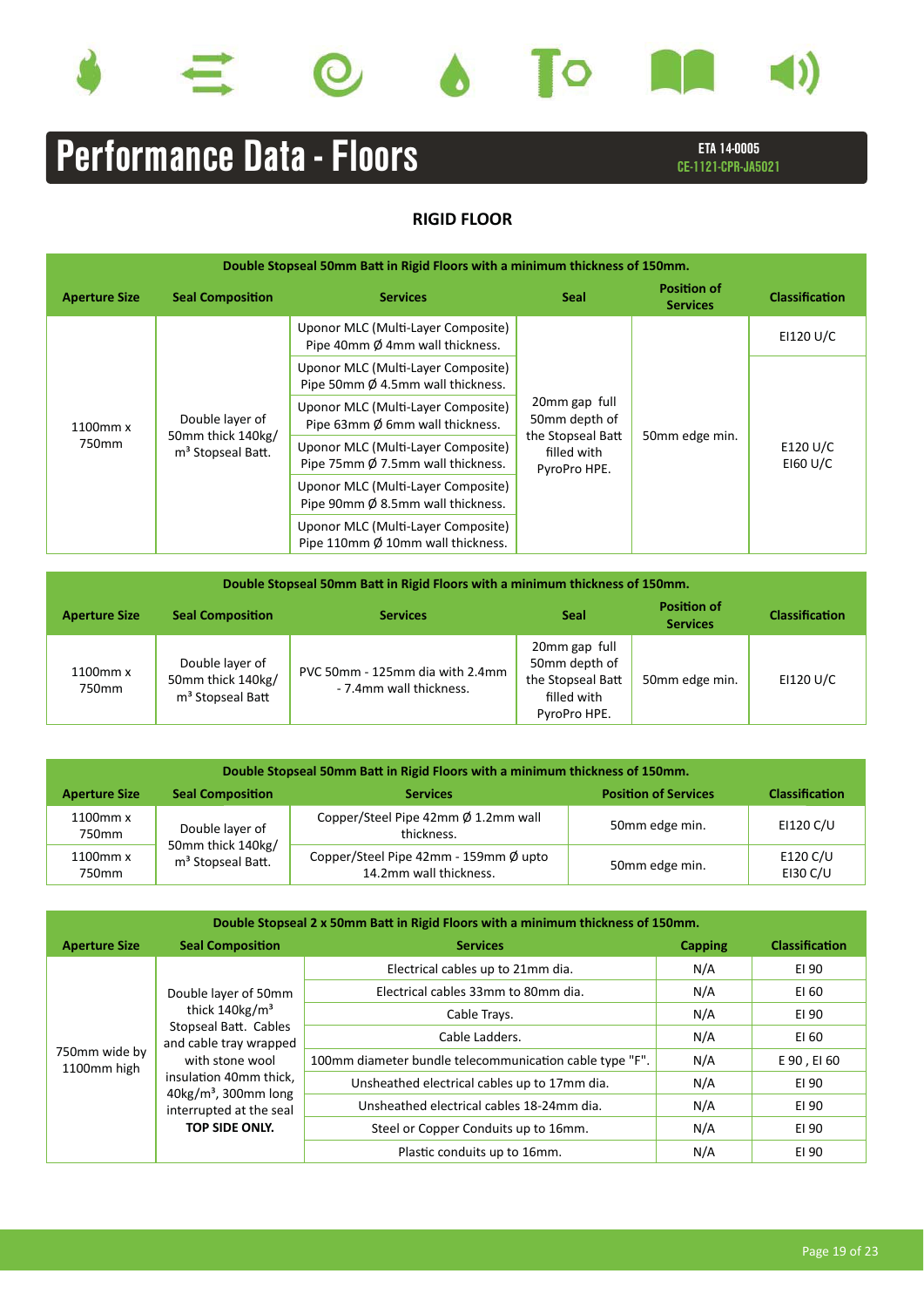# Performance Data - Floors

**ETA 14-0005**
**CE-1121-CPR-JA5021**

## RIGID FLOOR

| Double Stopseal 50mm Batt in Rigid Floors with a minimum thickness of 150mm. | | | | | |
|---|---|---|---|---|---|
| **Aperture Size** | **Seal Composition** | **Services** | **Seal** | **Position of Services** | **Classification** |
| 1100mm x 750mm | Double layer of 50mm thick 140kg/m³ Stopseal Batt. | Uponor MLC (Multi-Layer Composite) Pipe 40mm Ø 4mm wall thickness. | 20mm gap full 50mm depth of the Stopseal Batt filled with PyroPro HPE. | 50mm edge min. | EI120 U/C |
| | | Uponor MLC (Multi-Layer Composite) Pipe 50mm Ø 4.5mm wall thickness. | | | E120 U/C EI60 U/C |
| | | Uponor MLC (Multi-Layer Composite) Pipe 63mm Ø 6mm wall thickness. | | | |
| | | Uponor MLC (Multi-Layer Composite) Pipe 75mm Ø 7.5mm wall thickness. | | | |
| | | Uponor MLC (Multi-Layer Composite) Pipe 90mm Ø 8.5mm wall thickness. | | | |
| | | Uponor MLC (Multi-Layer Composite) Pipe 110mm Ø 10mm wall thickness. | | | |

| Double Stopseal 50mm Batt in Rigid Floors with a minimum thickness of 150mm. | | | | | |
|---|---|---|---|---|---|
| **Aperture Size** | **Seal Composition** | **Services** | **Seal** | **Position of Services** | **Classification** |
| 1100mm x 750mm | Double layer of 50mm thick 140kg/m³ Stopseal Batt | PVC 50mm - 125mm dia with 2.4mm - 7.4mm wall thickness. | 20mm gap full 50mm depth of the Stopseal Batt filled with PyroPro HPE. | 50mm edge min. | EI120 U/C |

| Double Stopseal 50mm Batt in Rigid Floors with a minimum thickness of 150mm. | | | | |
|---|---|---|---|---|
| **Aperture Size** | **Seal Composition** | **Services** | **Position of Services** | **Classification** |
| 1100mm x 750mm | Double layer of 50mm thick 140kg/m³ Stopseal Batt. | Copper/Steel Pipe 42mm Ø 1.2mm wall thickness. | 50mm edge min. | EI120 C/U |
| 1100mm x 750mm | | Copper/Steel Pipe 42mm - 159mm Ø upto 14.2mm wall thickness. | 50mm edge min. | E120 C/U EI30 C/U |

| Double Stopseal 2 x 50mm Batt in Rigid Floors with a minimum thickness of 150mm. | | | | |
|---|---|---|---|---|
| **Aperture Size** | **Seal Composition** | **Services** | **Capping** | **Classification** |
| 750mm wide by 1100mm high | Double layer of 50mm thick 140kg/m³ Stopseal Batt. Cables and cable tray wrapped with stone wool insulation 40mm thick, 40kg/m³, 300mm long interrupted at the seal **TOP SIDE ONLY.** | Electrical cables up to 21mm dia. | N/A | EI 90 |
| | | Electrical cables 33mm to 80mm dia. | N/A | EI 60 |
| | | Cable Trays. | N/A | EI 90 |
| | | Cable Ladders. | N/A | EI 60 |
| | | 100mm diameter bundle telecommunication cable type "F". | N/A | E 90 , EI 60 |
| | | Unsheathed electrical cables up to 17mm dia. | N/A | EI 90 |
| | | Unsheathed electrical cables 18-24mm dia. | N/A | EI 90 |
| | | Steel or Copper Conduits up to 16mm. | N/A | EI 90 |
| | | Plastic conduits up to 16mm. | N/A | EI 90 |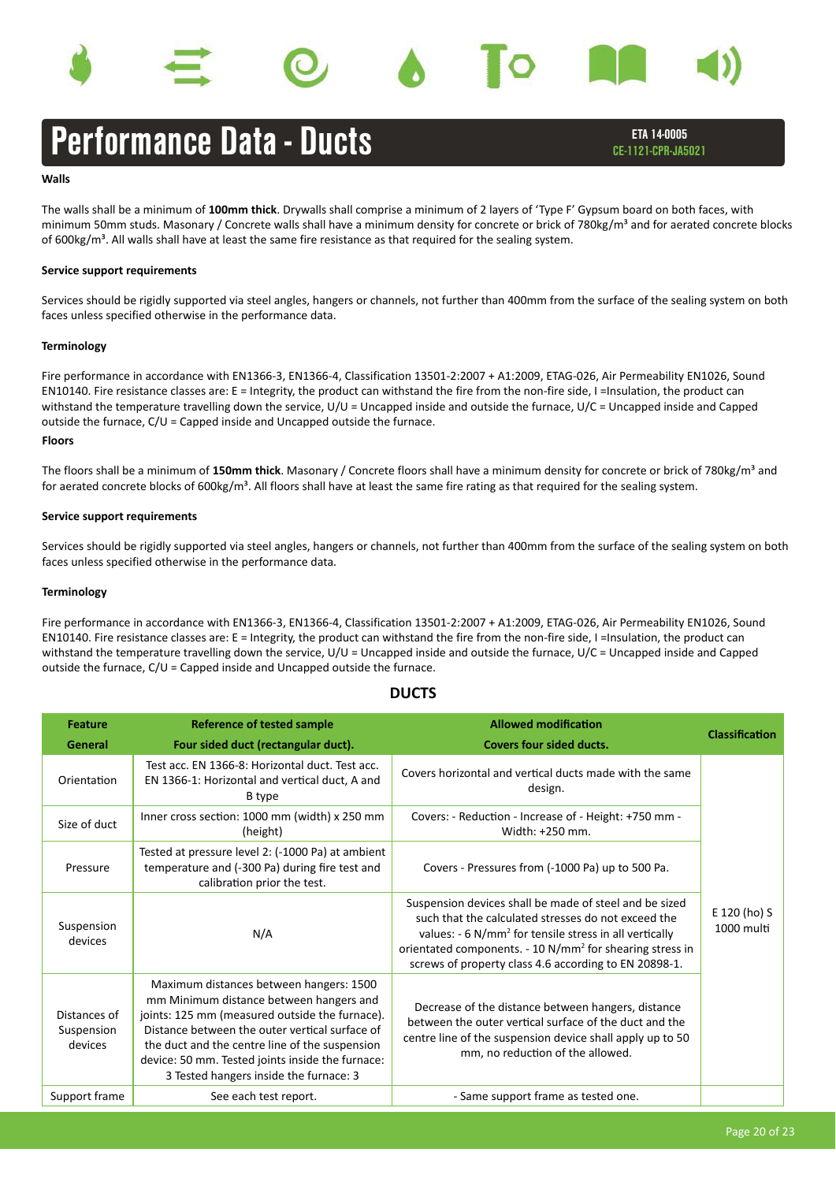# Performance Data - Ducts

ETA 14-0005
CE-1121-CPR-JA5021

**Walls**

The walls shall be a minimum of **100mm thick**. Drywalls shall comprise a minimum of 2 layers of 'Type F' Gypsum board on both faces, with minimum 50mm studs. Masonary / Concrete walls shall have a minimum density for concrete or brick of 780kg/m³ and for aerated concrete blocks of 600kg/m³. All walls shall have at least the same fire resistance as that required for the sealing system.

**Service support requirements**

Services should be rigidly supported via steel angles, hangers or channels, not further than 400mm from the surface of the sealing system on both faces unless specified otherwise in the performance data.

**Terminology**

Fire performance in accordance with EN1366-3, EN1366-4, Classification 13501-2:2007 + A1:2009, ETAG-026, Air Permeability EN1026, Sound EN10140. Fire resistance classes are: E = Integrity, the product can withstand the fire from the non-fire side, I =Insulation, the product can withstand the temperature travelling down the service, U/U = Uncapped inside and outside the furnace, U/C = Uncapped inside and Capped outside the furnace, C/U = Capped inside and Uncapped outside the furnace.

**Floors**

The floors shall be a minimum of **150mm thick**. Masonary / Concrete floors shall have a minimum density for concrete or brick of 780kg/m³ and for aerated concrete blocks of 600kg/m³. All floors shall have at least the same fire rating as that required for the sealing system.

**Service support requirements**

Services should be rigidly supported via steel angles, hangers or channels, not further than 400mm from the surface of the sealing system on both faces unless specified otherwise in the performance data.

**Terminology**

Fire performance in accordance with EN1366-3, EN1366-4, Classification 13501-2:2007 + A1:2009, ETAG-026, Air Permeability EN1026, Sound EN10140. Fire resistance classes are: E = Integrity, the product can withstand the fire from the non-fire side, I =Insulation, the product can withstand the temperature travelling down the service, U/U = Uncapped inside and outside the furnace, U/C = Uncapped inside and Capped outside the furnace, C/U = Capped inside and Uncapped outside the furnace.

## DUCTS

| Feature<br>General | Reference of tested sample<br>Four sided duct (rectangular duct). | Allowed modification<br>Covers four sided ducts. | Classification |
|---|---|---|---|
| Orientation | Test acc. EN 1366-8: Horizontal duct. Test acc. EN 1366-1: Horizontal and vertical duct, A and B type | Covers horizontal and vertical ducts made with the same design. | E 120 (ho) S 1000 multi |
| Size of duct | Inner cross section: 1000 mm (width) x 250 mm (height) | Covers: - Reduction - Increase of - Height: +750 mm - Width: +250 mm. | |
| Pressure | Tested at pressure level 2: (-1000 Pa) at ambient temperature and (-300 Pa) during fire test and calibration prior the test. | Covers - Pressures from (-1000 Pa) up to 500 Pa. | |
| Suspension devices | N/A | Suspension devices shall be made of steel and be sized such that the calculated stresses do not exceed the values: - 6 N/mm² for tensile stress in all vertically orientated components. - 10 N/mm² for shearing stress in screws of property class 4.6 according to EN 20898-1. | |
| Distances of Suspension devices | Maximum distances between hangers: 1500 mm Minimum distance between hangers and joints: 125 mm (measured outside the furnace). Distance between the outer vertical surface of the duct and the centre line of the suspension device: 50 mm. Tested joints inside the furnace: 3 Tested hangers inside the furnace: 3 | Decrease of the distance between hangers, distance between the outer vertical surface of the duct and the centre line of the suspension device shall apply up to 50 mm, no reduction of the allowed. | |
| Support frame | See each test report. | - Same support frame as tested one. | |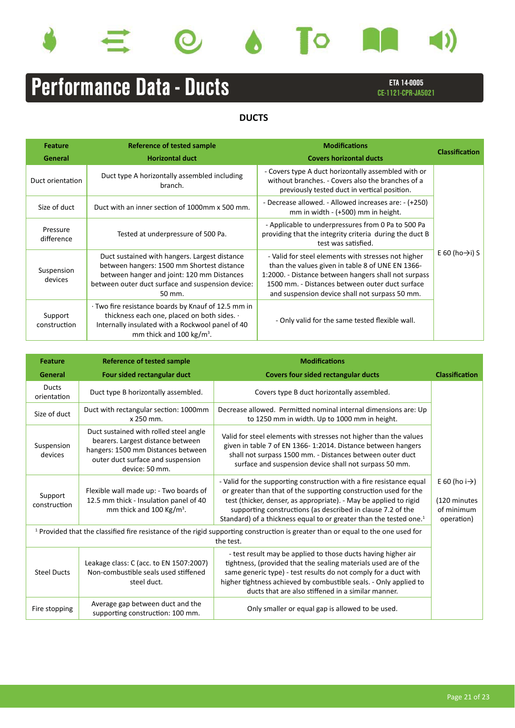# Performance Data - Ducts

**ETA 14-0005**
**CE-1121-CPR-JA5021**

## DUCTS

| Feature<br>General | Reference of tested sample<br>Horizontal duct | Modifications<br>Covers horizontal ducts | Classification |
|---|---|---|---|
| Duct orientation | Duct type A horizontally assembled including branch. | - Covers type A duct horizontally assembled with or without branches. - Covers also the branches of a previously tested duct in vertical position. | E 60 (ho→i) S |
| Size of duct | Duct with an inner section of 1000mm x 500 mm. | - Decrease allowed. - Allowed increases are: - (+250) mm in width - (+500) mm in height. | |
| Pressure difference | Tested at underpressure of 500 Pa. | - Applicable to underpressures from 0 Pa to 500 Pa providing that the integrity criteria during the duct B test was satisfied. | |
| Suspension devices | Duct sustained with hangers. Largest distance between hangers: 1500 mm Shortest distance between hanger and joint: 120 mm Distances between outer duct surface and suspension device: 50 mm. | - Valid for steel elements with stresses not higher than the values given in table 8 of UNE EN 1366-1:2000. - Distance between hangers shall not surpass 1500 mm. - Distances between outer duct surface and suspension device shall not surpass 50 mm. | |
| Support construction | · Two fire resistance boards by Knauf of 12.5 mm in thickness each one, placed on both sides. · Internally insulated with a Rockwool panel of 40 mm thick and 100 kg/m³. | - Only valid for the same tested flexible wall. | |

| Feature<br>General | Reference of tested sample<br>Four sided rectangular duct | Modifications<br>Covers four sided rectangular ducts | Classification |
|---|---|---|---|
| Ducts orientation | Duct type B horizontally assembled. | Covers type B duct horizontally assembled. | E 60 (ho i→)<br><br>(120 minutes of minimum operation) |
| Size of duct | Duct with rectangular section: 1000mm x 250 mm. | Decrease allowed. Permitted nominal internal dimensions are: Up to 1250 mm in width. Up to 1000 mm in height. | |
| Suspension devices | Duct sustained with rolled steel angle bearers. Largest distance between hangers: 1500 mm Distances between outer duct surface and suspension device: 50 mm. | Valid for steel elements with stresses not higher than the values given in table 7 of EN 1366- 1:2014. Distance between hangers shall not surpass 1500 mm. - Distances between outer duct surface and suspension device shall not surpass 50 mm. | |
| Support construction | Flexible wall made up: - Two boards of 12.5 mm thick - Insulation panel of 40 mm thick and 100 Kg/m³. | - Valid for the supporting construction with a fire resistance equal or greater than that of the supporting construction used for the test (thicker, denser, as appropriate). - May be applied to rigid supporting constructions (as described in clause 7.2 of the Standard) of a thickness equal to or greater than the tested one.[1] | |
| [1] Provided that the classified fire resistance of the rigid supporting construction is greater than or equal to the one used for the test. | | | |
| Steel Ducts | Leakage class: C (acc. to EN 1507:2007) Non-combustible seals used stiffened steel duct. | - test result may be applied to those ducts having higher air tightness, (provided that the sealing materials used are of the same generic type) - test results do not comply for a duct with higher tightness achieved by combustible seals. - Only applied to ducts that are also stiffened in a similar manner. | |
| Fire stopping | Average gap between duct and the supporting construction: 100 mm. | Only smaller or equal gap is allowed to be used. | |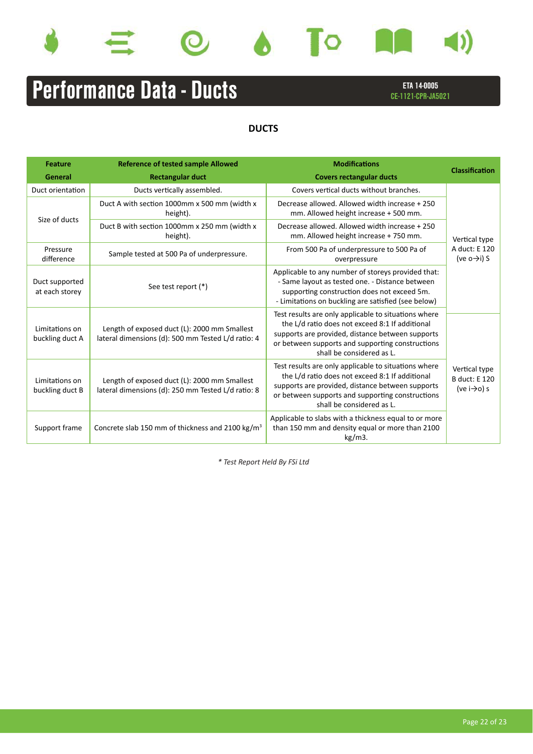# Performance Data - Ducts

ETA 14-0005
CE-1121-CPR-JA5021

## DUCTS

| Feature General | Reference of tested sample Allowed Rectangular duct | Modifications Covers rectangular ducts | Classification |
|---|---|---|---|
| Duct orientation | Ducts vertically assembled. | Covers vertical ducts without branches. | Vertical type A duct: E 120 (ve o→i) S |
| Size of ducts | Duct A with section 1000mm x 500 mm (width x height). | Decrease allowed. Allowed width increase + 250 mm. Allowed height increase + 500 mm. | |
| | Duct B with section 1000mm x 250 mm (width x height). | Decrease allowed. Allowed width increase + 250 mm. Allowed height increase + 750 mm. | |
| Pressure difference | Sample tested at 500 Pa of underpressure. | From 500 Pa of underpressure to 500 Pa of overpressure | |
| Duct supported at each storey | See test report (*) | Applicable to any number of storeys provided that: - Same layout as tested one. - Distance between supporting construction does not exceed 5m. - Limitations on buckling are satisfied (see below) | |
| Limitations on buckling duct A | Length of exposed duct (L): 2000 mm Smallest lateral dimensions (d): 500 mm Tested L/d ratio: 4 | Test results are only applicable to situations where the L/d ratio does not exceed 8:1 If additional supports are provided, distance between supports or between supports and supporting constructions shall be considered as L. | Vertical type B duct: E 120 (ve i→o) s |
| Limitations on buckling duct B | Length of exposed duct (L): 2000 mm Smallest lateral dimensions (d): 250 mm Tested L/d ratio: 8 | Test results are only applicable to situations where the L/d ratio does not exceed 8:1 If additional supports are provided, distance between supports or between supports and supporting constructions shall be considered as L. | |
| Support frame | Concrete slab 150 mm of thickness and 2100 kg/m$^3$ | Applicable to slabs with a thickness equal to or more than 150 mm and density equal or more than 2100 kg/m3. | |

*\* Test Report Held By FSi Ltd*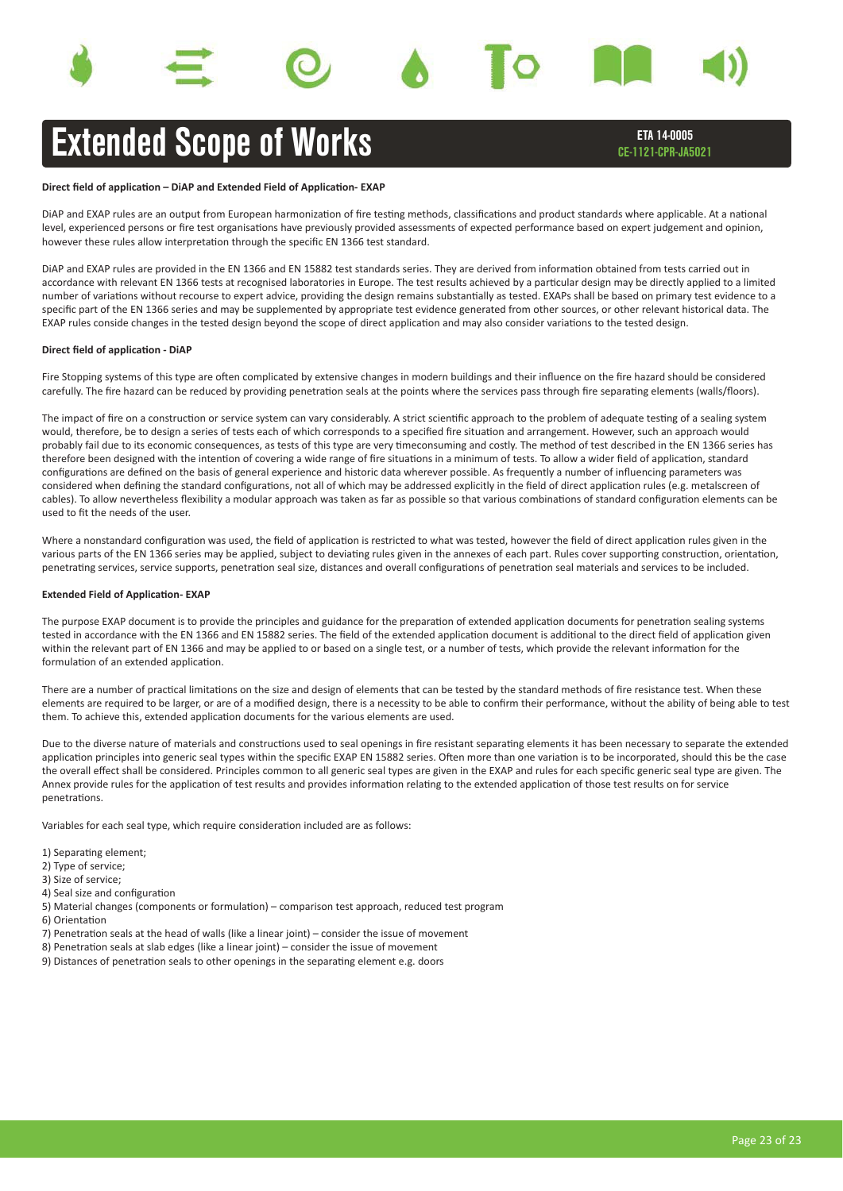# Extended Scope of Works

**ETA 14-0005**
**CE-1121-CPR-JA5021**

**Direct field of application – DiAP and Extended Field of Application- EXAP**

DiAP and EXAP rules are an output from European harmonization of fire testing methods, classifications and product standards where applicable. At a national level, experienced persons or fire test organisations have previously provided assessments of expected performance based on expert judgement and opinion, however these rules allow interpretation through the specific EN 1366 test standard.

DiAP and EXAP rules are provided in the EN 1366 and EN 15882 test standards series. They are derived from information obtained from tests carried out in accordance with relevant EN 1366 tests at recognised laboratories in Europe. The test results achieved by a particular design may be directly applied to a limited number of variations without recourse to expert advice, providing the design remains substantially as tested. EXAPs shall be based on primary test evidence to a specific part of the EN 1366 series and may be supplemented by appropriate test evidence generated from other sources, or other relevant historical data. The EXAP rules conside changes in the tested design beyond the scope of direct application and may also consider variations to the tested design.

**Direct field of application - DiAP**

Fire Stopping systems of this type are often complicated by extensive changes in modern buildings and their influence on the fire hazard should be considered carefully. The fire hazard can be reduced by providing penetration seals at the points where the services pass through fire separating elements (walls/floors).

The impact of fire on a construction or service system can vary considerably. A strict scientific approach to the problem of adequate testing of a sealing system would, therefore, be to design a series of tests each of which corresponds to a specified fire situation and arrangement. However, such an approach would probably fail due to its economic consequences, as tests of this type are very timeconsuming and costly. The method of test described in the EN 1366 series has therefore been designed with the intention of covering a wide range of fire situations in a minimum of tests. To allow a wider field of application, standard configurations are defined on the basis of general experience and historic data wherever possible. As frequently a number of influencing parameters was considered when defining the standard configurations, not all of which may be addressed explicitly in the field of direct application rules (e.g. metalscreen of cables). To allow nevertheless flexibility a modular approach was taken as far as possible so that various combinations of standard configuration elements can be used to fit the needs of the user.

Where a nonstandard configuration was used, the field of application is restricted to what was tested, however the field of direct application rules given in the various parts of the EN 1366 series may be applied, subject to deviating rules given in the annexes of each part. Rules cover supporting construction, orientation, penetrating services, service supports, penetration seal size, distances and overall configurations of penetration seal materials and services to be included.

**Extended Field of Application- EXAP**

The purpose EXAP document is to provide the principles and guidance for the preparation of extended application documents for penetration sealing systems tested in accordance with the EN 1366 and EN 15882 series. The field of the extended application document is additional to the direct field of application given within the relevant part of EN 1366 and may be applied to or based on a single test, or a number of tests, which provide the relevant information for the formulation of an extended application.

There are a number of practical limitations on the size and design of elements that can be tested by the standard methods of fire resistance test. When these elements are required to be larger, or are of a modified design, there is a necessity to be able to confirm their performance, without the ability of being able to test them. To achieve this, extended application documents for the various elements are used.

Due to the diverse nature of materials and constructions used to seal openings in fire resistant separating elements it has been necessary to separate the extended application principles into generic seal types within the specific EXAP EN 15882 series. Often more than one variation is to be incorporated, should this be the case the overall effect shall be considered. Principles common to all generic seal types are given in the EXAP and rules for each specific generic seal type are given. The Annex provide rules for the application of test results and provides information relating to the extended application of those test results on for service penetrations.

Variables for each seal type, which require consideration included are as follows:

1) Separating element;
2) Type of service;
3) Size of service;
4) Seal size and configuration
5) Material changes (components or formulation) – comparison test approach, reduced test program
6) Orientation
7) Penetration seals at the head of walls (like a linear joint) – consider the issue of movement
8) Penetration seals at slab edges (like a linear joint) – consider the issue of movement
9) Distances of penetration seals to other openings in the separating element e.g. doors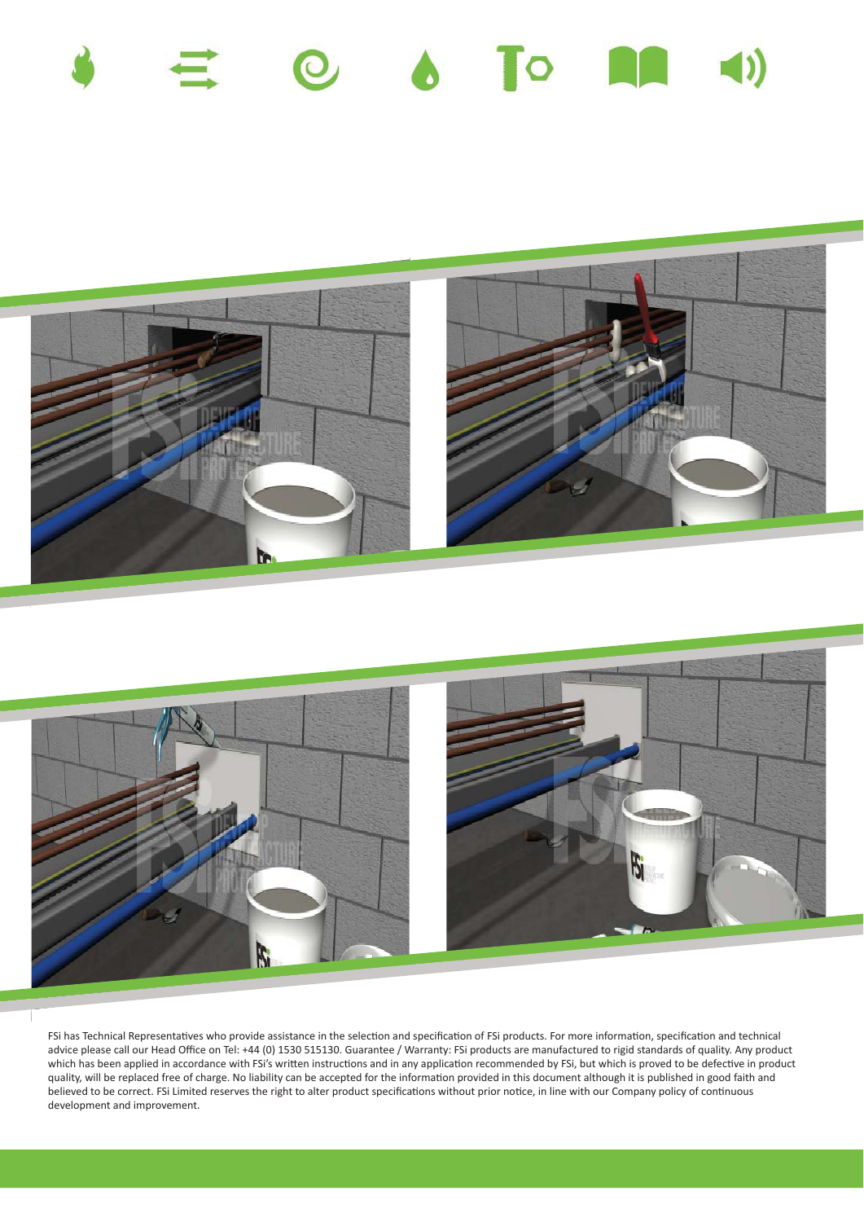FSi has Technical Representatives who provide assistance in the selection and specification of FSi products. For more information, specification and technical advice please call our Head Office on Tel: +44 (0) 1530 515130. Guarantee / Warranty: FSi products are manufactured to rigid standards of quality. Any product which has been applied in accordance with FSi's written instructions and in any application recommended by FSi, but which is proved to be defective in product quality, will be replaced free of charge. No liability can be accepted for the information provided in this document although it is published in good faith and believed to be correct. FSi Limited reserves the right to alter product specifications without prior notice, in line with our Company policy of continuous development and improvement.